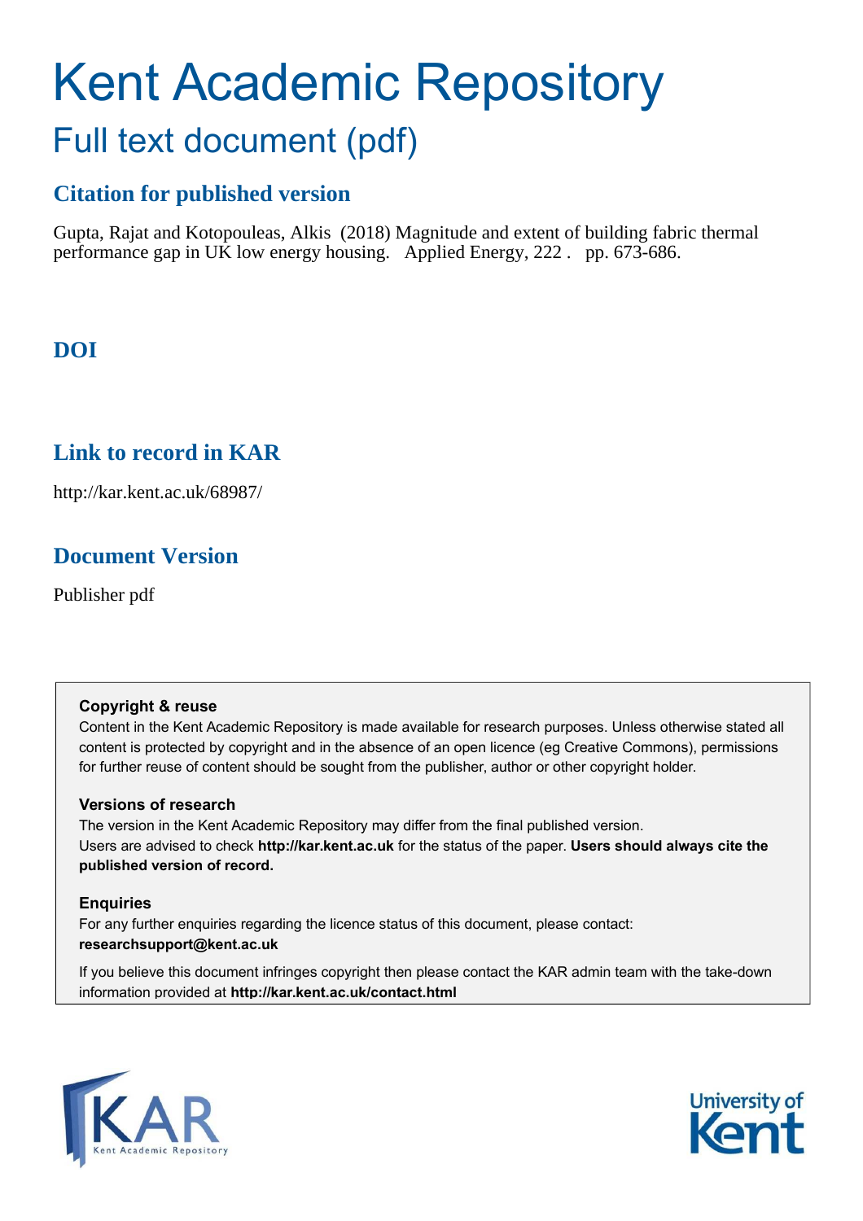# Kent Academic Repository

## Full text document (pdf)

### Citation for published version

Gupta, Rajat and Kotopouleas, Alkis (2018) Magnitude and extent of building fabric thermal performance gap in UK low energy housing. Applied Energy, 222 . pp. 673-686.

### DOI

### Link to record in KAR

http://kar.kent.ac.uk/68987/

### Document Version

Publisher pdf

**Copyright & reuse**

Content in the Kent Academic Repository is made available for research purposes. Unless otherwise stated all content is protected by copyright and in the absence of an open licence (eg Creative Commons), permissions for further reuse of content should be sought from the publisher, author or other copyright holder.

**Versions of research**

The version in the Kent Academic Repository may differ from the final published version.
Users are advised to check **http://kar.kent.ac.uk** for the status of the paper. **Users should always cite the published version of record.**

**Enquiries**

For any further enquiries regarding the licence status of this document, please contact:
**researchsupport@kent.ac.uk**

If you believe this document infringes copyright then please contact the KAR admin team with the take-down information provided at **http://kar.kent.ac.uk/contact.html**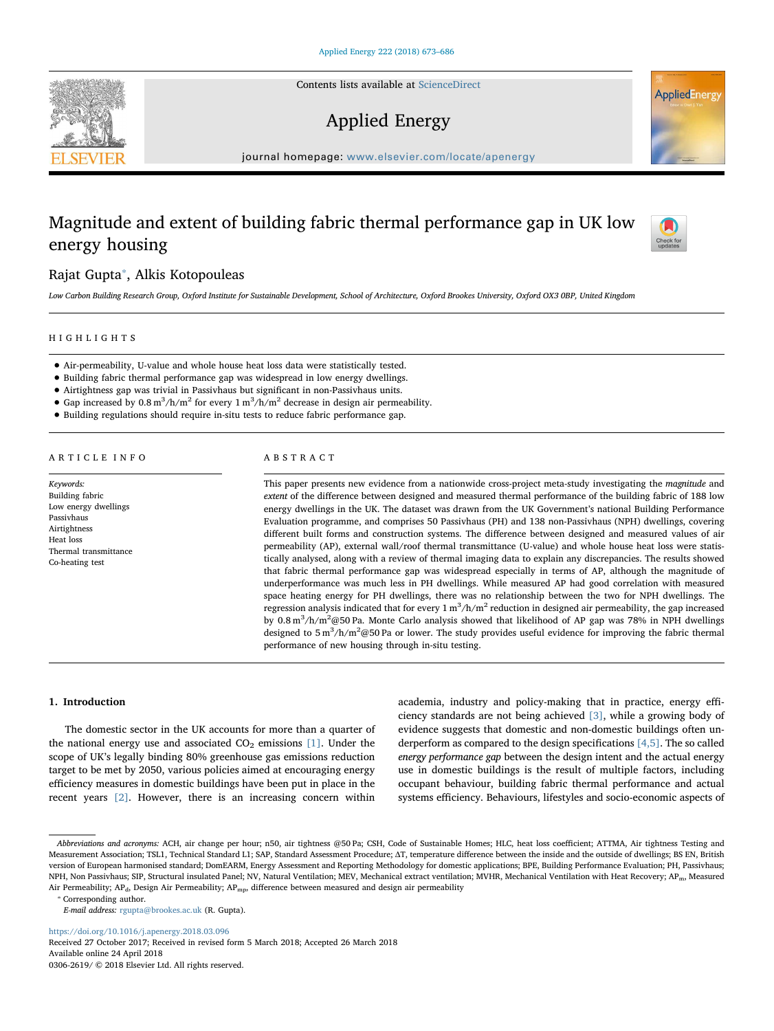# Magnitude and extent of building fabric thermal performance gap in UK low energy housing

Rajat Gupta*, Alkis Kotopouleas

*Low Carbon Building Research Group, Oxford Institute for Sustainable Development, School of Architecture, Oxford Brookes University, Oxford OX3 0BP, United Kingdom*

## HIGHLIGHTS

- Air-permeability, U-value and whole house heat loss data were statistically tested.
- Building fabric thermal performance gap was widespread in low energy dwellings.
- Airtightness gap was trivial in Passivhaus but significant in non-Passivhaus units.
- Gap increased by 0.8 $m^3/h/m^2$ for every 1 $m^3/h/m^2$ decrease in design air permeability.
- Building regulations should require in-situ tests to reduce fabric performance gap.

## ARTICLE INFO

*Keywords:*
Building fabric
Low energy dwellings
Passivhaus
Airtightness
Heat loss
Thermal transmittance
Co-heating test

## ABSTRACT

This paper presents new evidence from a nationwide cross-project meta-study investigating the *magnitude* and *extent* of the difference between designed and measured thermal performance of the building fabric of 188 low energy dwellings in the UK. The dataset was drawn from the UK Government's national Building Performance Evaluation programme, and comprises 50 Passivhaus (PH) and 138 non-Passivhaus (NPH) dwellings, covering different built forms and construction systems. The difference between designed and measured values of air permeability (AP), external wall/roof thermal transmittance (U-value) and whole house heat loss were statistically analysed, along with a review of thermal imaging data to explain any discrepancies. The results showed that fabric thermal performance gap was widespread especially in terms of AP, although the magnitude of underperformance was much less in PH dwellings. While measured AP had good correlation with measured space heating energy for PH dwellings, there was no relationship between the two for NPH dwellings. The regression analysis indicated that for every 1 $m^3/h/m^2$ reduction in designed air permeability, the gap increased by 0.8 $m^3/h/m^2$@50 Pa. Monte Carlo analysis showed that likelihood of AP gap was 78% in NPH dwellings designed to 5 $m^3/h/m^2$@50 Pa or lower. The study provides useful evidence for improving the fabric thermal performance of new housing through in-situ testing.

## 1. Introduction

The domestic sector in the UK accounts for more than a quarter of the national energy use and associated $CO_2$ emissions [1]. Under the scope of UK's legally binding 80% greenhouse gas emissions reduction target to be met by 2050, various policies aimed at encouraging energy efficiency measures in domestic buildings have been put in place in the recent years [2]. However, there is an increasing concern within academia, industry and policy-making that in practice, energy efficiency standards are not being achieved [3], while a growing body of evidence suggests that domestic and non-domestic buildings often underperform as compared to the design specifications [4,5]. The so called *energy performance gap* between the design intent and the actual energy use in domestic buildings is the result of multiple factors, including occupant behaviour, building fabric thermal performance and actual systems efficiency. Behaviours, lifestyles and socio-economic aspects of

*Abbreviations and acronyms:* ACH, air change per hour; n50, air tightness @50 Pa; CSH, Code of Sustainable Homes; HLC, heat loss coefficient; ATTMA, Air tightness Testing and Measurement Association; TSL1, Technical Standard L1; SAP, Standard Assessment Procedure; ΔT, temperature difference between the inside and the outside of dwellings; BS EN, British version of European harmonised standard; DomEARM, Energy Assessment and Reporting Methodology for domestic applications; BPE, Building Performance Evaluation; PH, Passivhaus; NPH, Non Passivhaus; SIP, Structural insulated Panel; NV, Natural Ventilation; MEV, Mechanical extract ventilation; MVHR, Mechanical Ventilation with Heat Recovery; $AP_m$, Measured Air Permeability; $AP_d$, Design Air Permeability; $AP_{mp}$, difference between measured and design air permeability

* Corresponding author.
*E-mail address:* rgupta@brookes.ac.uk (R. Gupta).

https://doi.org/10.1016/j.apenergy.2018.03.096
Received 27 October 2017; Received in revised form 5 March 2018; Accepted 26 March 2018
Available online 24 April 2018
0306-2619/ © 2018 Elsevier Ltd. All rights reserved.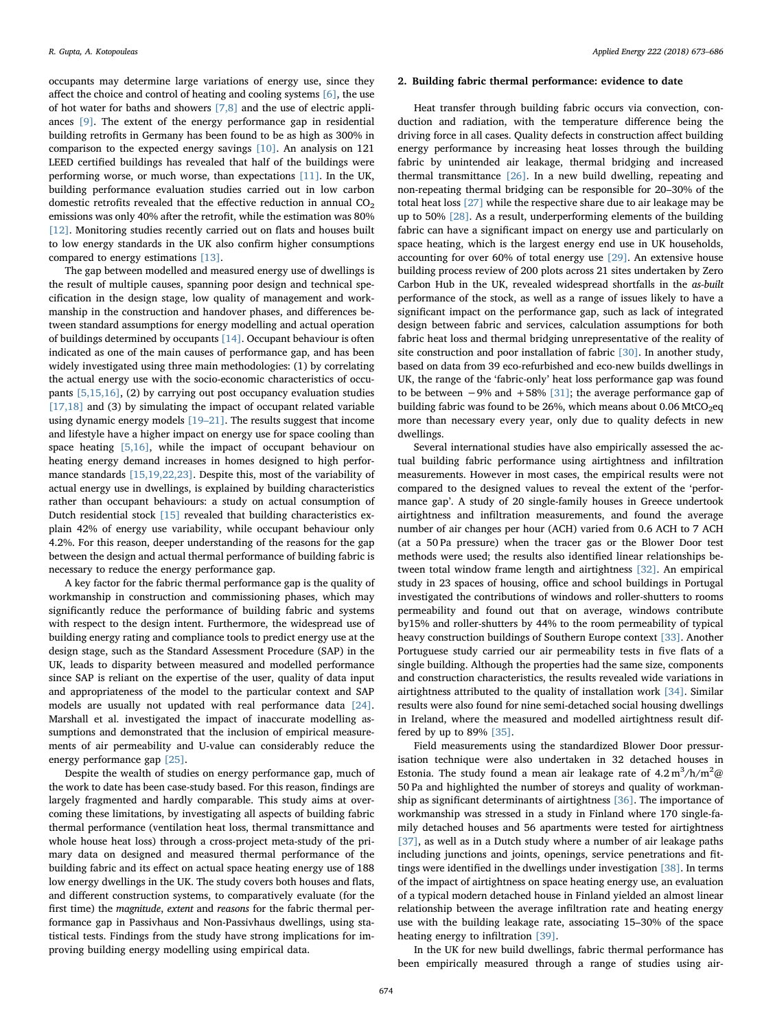occupants may determine large variations of energy use, since they affect the choice and control of heating and cooling systems [6], the use of hot water for baths and showers [7,8] and the use of electric appliances [9]. The extent of the energy performance gap in residential building retrofits in Germany has been found to be as high as 300% in comparison to the expected energy savings [10]. An analysis on 121 LEED certified buildings has revealed that half of the buildings were performing worse, or much worse, than expectations [11]. In the UK, building performance evaluation studies carried out in low carbon domestic retrofits revealed that the effective reduction in annual $CO_2$ emissions was only 40% after the retrofit, while the estimation was 80% [12]. Monitoring studies recently carried out on flats and houses built to low energy standards in the UK also confirm higher consumptions compared to energy estimations [13].

The gap between modelled and measured energy use of dwellings is the result of multiple causes, spanning poor design and technical specification in the design stage, low quality of management and workmanship in the construction and handover phases, and differences between standard assumptions for energy modelling and actual operation of buildings determined by occupants [14]. Occupant behaviour is often indicated as one of the main causes of performance gap, and has been widely investigated using three main methodologies: (1) by correlating the actual energy use with the socio-economic characteristics of occupants [5,15,16], (2) by carrying out post occupancy evaluation studies [17,18] and (3) by simulating the impact of occupant related variable using dynamic energy models [19–21]. The results suggest that income and lifestyle have a higher impact on energy use for space cooling than space heating [5,16], while the impact of occupant behaviour on heating energy demand increases in homes designed to high performance standards [15,19,22,23]. Despite this, most of the variability of actual energy use in dwellings, is explained by building characteristics rather than occupant behaviours: a study on actual consumption of Dutch residential stock [15] revealed that building characteristics explain 42% of energy use variability, while occupant behaviour only 4.2%. For this reason, deeper understanding of the reasons for the gap between the design and actual thermal performance of building fabric is necessary to reduce the energy performance gap.

A key factor for the fabric thermal performance gap is the quality of workmanship in construction and commissioning phases, which may significantly reduce the performance of building fabric and systems with respect to the design intent. Furthermore, the widespread use of building energy rating and compliance tools to predict energy use at the design stage, such as the Standard Assessment Procedure (SAP) in the UK, leads to disparity between measured and modelled performance since SAP is reliant on the expertise of the user, quality of data input and appropriateness of the model to the particular context and SAP models are usually not updated with real performance data [24]. Marshall et al. investigated the impact of inaccurate modelling assumptions and demonstrated that the inclusion of empirical measurements of air permeability and U-value can considerably reduce the energy performance gap [25].

Despite the wealth of studies on energy performance gap, much of the work to date has been case-study based. For this reason, findings are largely fragmented and hardly comparable. This study aims at overcoming these limitations, by investigating all aspects of building fabric thermal performance (ventilation heat loss, thermal transmittance and whole house heat loss) through a cross-project meta-study of the primary data on designed and measured thermal performance of the building fabric and its effect on actual space heating energy use of 188 low energy dwellings in the UK. The study covers both houses and flats, and different construction systems, to comparatively evaluate (for the first time) the *magnitude*, *extent* and *reasons* for the fabric thermal performance gap in Passivhaus and Non-Passivhaus dwellings, using statistical tests. Findings from the study have strong implications for improving building energy modelling using empirical data.

## 2. Building fabric thermal performance: evidence to date

Heat transfer through building fabric occurs via convection, conduction and radiation, with the temperature difference being the driving force in all cases. Quality defects in construction affect building energy performance by increasing heat losses through the building fabric by unintended air leakage, thermal bridging and increased thermal transmittance [26]. In a new build dwelling, repeating and non-repeating thermal bridging can be responsible for 20–30% of the total heat loss [27] while the respective share due to air leakage may be up to 50% [28]. As a result, underperforming elements of the building fabric can have a significant impact on energy use and particularly on space heating, which is the largest energy end use in UK households, accounting for over 60% of total energy use [29]. An extensive house building process review of 200 plots across 21 sites undertaken by Zero Carbon Hub in the UK, revealed widespread shortfalls in the *as-built* performance of the stock, as well as a range of issues likely to have a significant impact on the performance gap, such as lack of integrated design between fabric and services, calculation assumptions for both fabric heat loss and thermal bridging unrepresentative of the reality of site construction and poor installation of fabric [30]. In another study, based on data from 39 eco-refurbished and eco-new builds dwellings in UK, the range of the 'fabric-only' heat loss performance gap was found to be between −9% and +58% [31]; the average performance gap of building fabric was found to be 26%, which means about 0.06 $MtCO_2eq$ more than necessary every year, only due to quality defects in new dwellings.

Several international studies have also empirically assessed the actual building fabric performance using airtightness and infiltration measurements. However in most cases, the empirical results were not compared to the designed values to reveal the extent of the 'performance gap'. A study of 20 single-family houses in Greece undertook airtightness and infiltration measurements, and found the average number of air changes per hour (ACH) varied from 0.6 ACH to 7 ACH (at a 50 Pa pressure) when the tracer gas or the Blower Door test methods were used; the results also identified linear relationships between total window frame length and airtightness [32]. An empirical study in 23 spaces of housing, office and school buildings in Portugal investigated the contributions of windows and roller-shutters to rooms permeability and found out that on average, windows contribute by15% and roller-shutters by 44% to the room permeability of typical heavy construction buildings of Southern Europe context [33]. Another Portuguese study carried our air permeability tests in five flats of a single building. Although the properties had the same size, components and construction characteristics, the results revealed wide variations in airtightness attributed to the quality of installation work [34]. Similar results were also found for nine semi-detached social housing dwellings in Ireland, where the measured and modelled airtightness result differed by up to 89% [35].

Field measurements using the standardized Blower Door pressurisation technique were also undertaken in 32 detached houses in Estonia. The study found a mean air leakage rate of 4.2 $m^3/h/m^2$@ 50 Pa and highlighted the number of storeys and quality of workmanship as significant determinants of airtightness [36]. The importance of workmanship was stressed in a study in Finland where 170 single-family detached houses and 56 apartments were tested for airtightness [37], as well as in a Dutch study where a number of air leakage paths including junctions and joints, openings, service penetrations and fittings were identified in the dwellings under investigation [38]. In terms of the impact of airtightness on space heating energy use, an evaluation of a typical modern detached house in Finland yielded an almost linear relationship between the average infiltration rate and heating energy use with the building leakage rate, associating 15–30% of the space heating energy to infiltration [39].

In the UK for new build dwellings, fabric thermal performance has been empirically measured through a range of studies using air-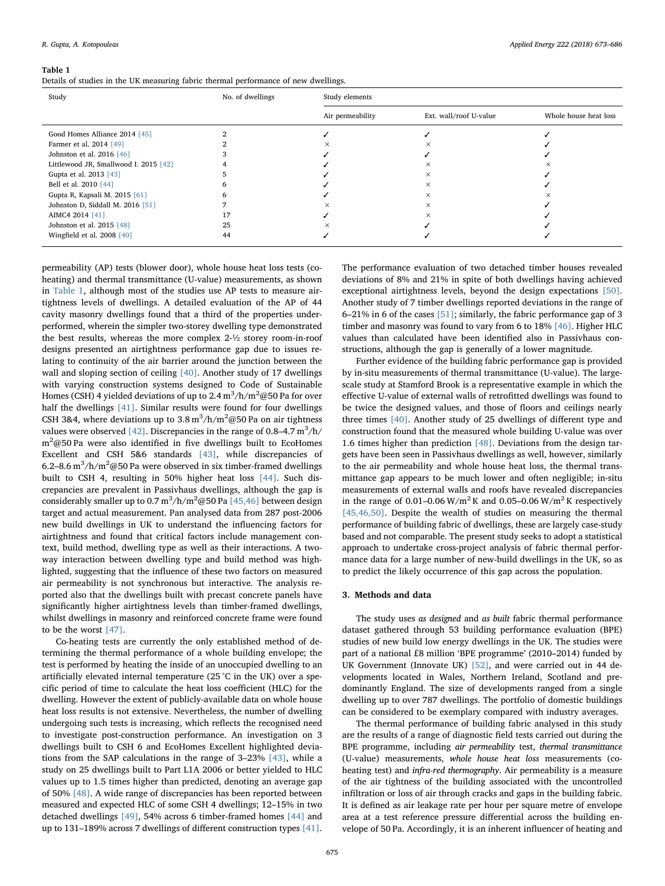**Table 1**
Details of studies in the UK measuring fabric thermal performance of new dwellings.

| Study | No. of dwellings | Study elements | | |
|---|---|---|---|---|
| | | Air permeability | Ext. wall/roof U-value | Whole house heat loss |
| Good Homes Alliance 2014 [45] | 2 | ✓ | ✓ | ✓ |
| Farmer et al. 2014 [49] | 2 | × | × | ✓ |
| Johnston et al. 2016 [46] | 3 | ✓ | ✓ | ✓ |
| Littlewood JR, Smallwood I. 2015 [42] | 4 | ✓ | × | × |
| Gupta et al. 2013 [43] | 5 | ✓ | × | ✓ |
| Bell et al. 2010 [44] | 6 | ✓ | × | ✓ |
| Gupta R, Kapsali M. 2015 [61] | 6 | ✓ | × | × |
| Johnston D, Siddall M. 2016 [51] | 7 | × | × | ✓ |
| AIMC4 2014 [41] | 17 | ✓ | × | ✓ |
| Johnston et al. 2015 [48] | 25 | × | ✓ | ✓ |
| Wingfield et al. 2008 [40] | 44 | ✓ | ✓ | ✓ |

permeability (AP) tests (blower door), whole house heat loss tests (co-heating) and thermal transmittance (U-value) measurements, as shown in Table 1, although most of the studies use AP tests to measure airtightness levels of dwellings. A detailed evaluation of the AP of 44 cavity masonry dwellings found that a third of the properties underperformed, wherein the simpler two-storey dwelling type demonstrated the best results, whereas the more complex 2-½ storey room-in-roof designs presented an airtightness performance gap due to issues relating to continuity of the air barrier around the junction between the wall and sloping section of ceiling [40]. Another study of 17 dwellings with varying construction systems designed to Code of Sustainable Homes (CSH) 4 yielded deviations of up to 2.4 $m^3/h/m^2$@50 Pa for over half the dwellings [41]. Similar results were found for four dwellings CSH 3&4, where deviations up to 3.8 $m^3/h/m^2$@50 Pa on air tightness values were observed [42]. Discrepancies in the range of 0.8–4.7 $m^3/h/m^2$@50 Pa were also identified in five dwellings built to EcoHomes Excellent and CSH 5&6 standards [43], while discrepancies of 6.2–8.6 $m^3/h/m^2$@50 Pa were observed in six timber-framed dwellings built to CSH 4, resulting in 50% higher heat loss [44]. Such discrepancies are prevalent in Passivhaus dwellings, although the gap is considerably smaller up to 0.7 $m^3/h/m^2$@50 Pa [45,46] between design target and actual measurement. Pan analysed data from 287 post-2006 new build dwellings in UK to understand the influencing factors for airtightness and found that critical factors include management context, build method, dwelling type as well as their interactions. A two-way interaction between dwelling type and build method was highlighted, suggesting that the influence of these two factors on measured air permeability is not synchronous but interactive. The analysis reported also that the dwellings built with precast concrete panels have significantly higher airtightness levels than timber-framed dwellings, whilst dwellings in masonry and reinforced concrete frame were found to be the worst [47].

Co-heating tests are currently the only established method of determining the thermal performance of a whole building envelope; the test is performed by heating the inside of an unoccupied dwelling to an artificially elevated internal temperature (25 °C in the UK) over a specific period of time to calculate the heat loss coefficient (HLC) for the dwelling. However the extent of publicly-available data on whole house heat loss results is not extensive. Nevertheless, the number of dwelling undergoing such tests is increasing, which reflects the recognised need to investigate post-construction performance. An investigation on 3 dwellings built to CSH 6 and EcoHomes Excellent highlighted deviations from the SAP calculations in the range of 3–23% [43], while a study on 25 dwellings built to Part L1A 2006 or better yielded to HLC values up to 1.5 times higher than predicted, denoting an average gap of 50% [48]. A wide range of discrepancies has been reported between measured and expected HLC of some CSH 4 dwellings; 12–15% in two detached dwellings [49], 54% across 6 timber-framed homes [44] and up to 131–189% across 7 dwellings of different construction types [41]. The performance evaluation of two detached timber houses revealed deviations of 8% and 21% in spite of both dwellings having achieved exceptional airtightness levels, beyond the design expectations [50]. Another study of 7 timber dwellings reported deviations in the range of 6–21% in 6 of the cases [51]; similarly, the fabric performance gap of 3 timber and masonry was found to vary from 6 to 18% [46]. Higher HLC values than calculated have been identified also in Passivhaus constructions, although the gap is generally of a lower magnitude.

Further evidence of the building fabric performance gap is provided by in-situ measurements of thermal transmittance (U-value). The large-scale study at Stamford Brook is a representative example in which the effective U-value of external walls of retrofitted dwellings was found to be twice the designed values, and those of floors and ceilings nearly three times [40]. Another study of 25 dwellings of different type and construction found that the measured whole building U-value was over 1.6 times higher than prediction [48]. Deviations from the design targets have been seen in Passivhaus dwellings as well, however, similarly to the air permeability and whole house heat loss, the thermal transmittance gap appears to be much lower and often negligible; in-situ measurements of external walls and roofs have revealed discrepancies in the range of 0.01–0.06 $W/m^2K$ and 0.05–0.06 $W/m^2K$ respectively [45,46,50]. Despite the wealth of studies on measuring the thermal performance of building fabric of dwellings, these are largely case-study based and not comparable. The present study seeks to adopt a statistical approach to undertake cross-project analysis of fabric thermal performance data for a large number of new-build dwellings in the UK, so as to predict the likely occurrence of this gap across the population.

## 3. Methods and data

The study uses *as designed* and *as built* fabric thermal performance dataset gathered through 53 building performance evaluation (BPE) studies of new build low energy dwellings in the UK. The studies were part of a national £8 million 'BPE programme' (2010–2014) funded by UK Government (Innovate UK) [52], and were carried out in 44 developments located in Wales, Northern Ireland, Scotland and predominantly England. The size of developments ranged from a single dwelling up to over 787 dwellings. The portfolio of domestic buildings can be considered to be exemplary compared with industry averages.

The thermal performance of building fabric analysed in this study are the results of a range of diagnostic field tests carried out during the BPE programme, including *air permeability* test, *thermal transmittance* (U-value) measurements, *whole house heat loss* measurements (co-heating test) and *infra-red thermography*. Air permeability is a measure of the air tightness of the building associated with the uncontrolled infiltration or loss of air through cracks and gaps in the building fabric. It is defined as air leakage rate per hour per square metre of envelope area at a test reference pressure differential across the building envelope of 50 Pa. Accordingly, it is an inherent influencer of heating and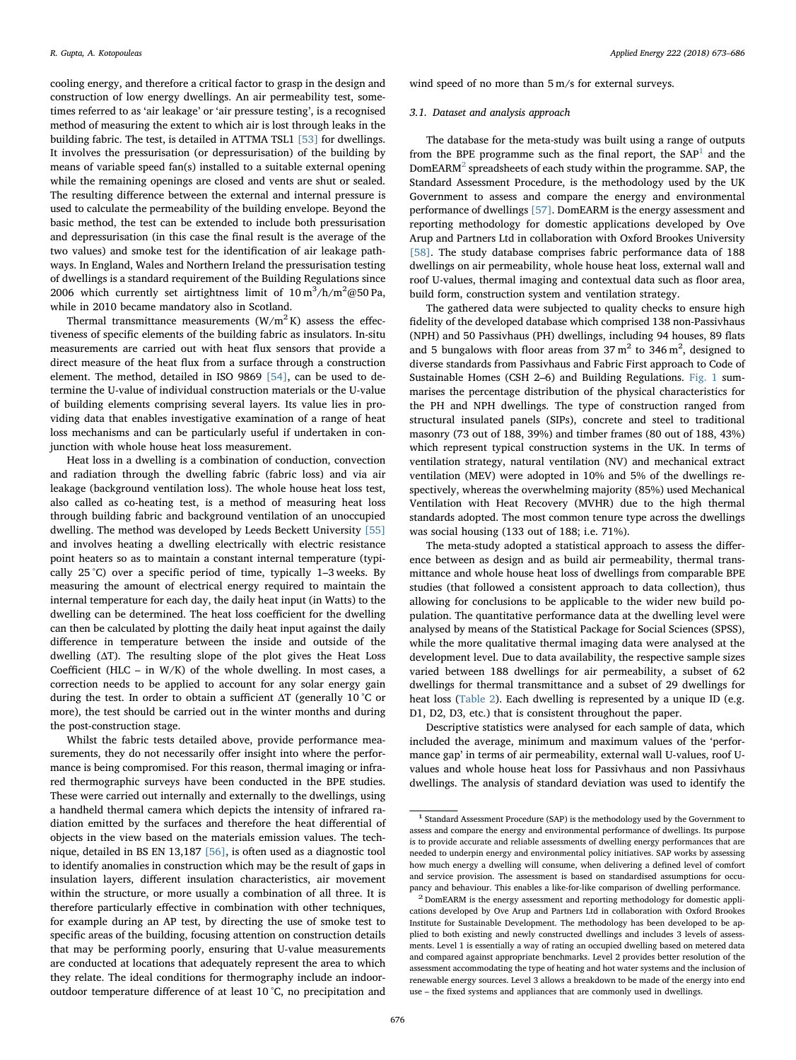cooling energy, and therefore a critical factor to grasp in the design and construction of low energy dwellings. An air permeability test, sometimes referred to as 'air leakage' or 'air pressure testing', is a recognised method of measuring the extent to which air is lost through leaks in the building fabric. The test, is detailed in ATTMA TSL1 [53] for dwellings. It involves the pressurisation (or depressurisation) of the building by means of variable speed fan(s) installed to a suitable external opening while the remaining openings are closed and vents are shut or sealed. The resulting difference between the external and internal pressure is used to calculate the permeability of the building envelope. Beyond the basic method, the test can be extended to include both pressurisation and depressurisation (in this case the final result is the average of the two values) and smoke test for the identification of air leakage pathways. In England, Wales and Northern Ireland the pressurisation testing of dwellings is a standard requirement of the Building Regulations since 2006 which currently set airtightness limit of $10\,m^3/h/m^2$@50 Pa, while in 2010 became mandatory also in Scotland.

Thermal transmittance measurements ($W/m^2K$) assess the effectiveness of specific elements of the building fabric as insulators. In-situ measurements are carried out with heat flux sensors that provide a direct measure of the heat flux from a surface through a construction element. The method, detailed in ISO 9869 [54], can be used to determine the U-value of individual construction materials or the U-value of building elements comprising several layers. Its value lies in providing data that enables investigative examination of a range of heat loss mechanisms and can be particularly useful if undertaken in conjunction with whole house heat loss measurement.

Heat loss in a dwelling is a combination of conduction, convection and radiation through the dwelling fabric (fabric loss) and via air leakage (background ventilation loss). The whole house heat loss test, also called as co-heating test, is a method of measuring heat loss through building fabric and background ventilation of an unoccupied dwelling. The method was developed by Leeds Beckett University [55] and involves heating a dwelling electrically with electric resistance point heaters so as to maintain a constant internal temperature (typically 25 °C) over a specific period of time, typically 1–3 weeks. By measuring the amount of electrical energy required to maintain the internal temperature for each day, the daily heat input (in Watts) to the dwelling can be determined. The heat loss coefficient for the dwelling can then be calculated by plotting the daily heat input against the daily difference in temperature between the inside and outside of the dwelling ($\Delta T$). The resulting slope of the plot gives the Heat Loss Coefficient (HLC – in W/K) of the whole dwelling. In most cases, a correction needs to be applied to account for any solar energy gain during the test. In order to obtain a sufficient $\Delta T$ (generally 10 °C or more), the test should be carried out in the winter months and during the post-construction stage.

Whilst the fabric tests detailed above, provide performance measurements, they do not necessarily offer insight into where the performance is being compromised. For this reason, thermal imaging or infrared thermographic surveys have been conducted in the BPE studies. These were carried out internally and externally to the dwellings, using a handheld thermal camera which depicts the intensity of infrared radiation emitted by the surfaces and therefore the heat differential of objects in the view based on the materials emission values. The technique, detailed in BS EN 13,187 [56], is often used as a diagnostic tool to identify anomalies in construction which may be the result of gaps in insulation layers, different insulation characteristics, air movement within the structure, or more usually a combination of all three. It is therefore particularly effective in combination with other techniques, for example during an AP test, by directing the use of smoke test to specific areas of the building, focusing attention on construction details that may be performing poorly, ensuring that U-value measurements are conducted at locations that adequately represent the area to which they relate. The ideal conditions for thermography include an indoor-outdoor temperature difference of at least 10 °C, no precipitation and wind speed of no more than 5 m/s for external surveys.

### 3.1. Dataset and analysis approach

The database for the meta-study was built using a range of outputs from the BPE programme such as the final report, the SAP[1] and the DomEARM[2] spreadsheets of each study within the programme. SAP, the Standard Assessment Procedure, is the methodology used by the UK Government to assess and compare the energy and environmental performance of dwellings [57]. DomEARM is the energy assessment and reporting methodology for domestic applications developed by Ove Arup and Partners Ltd in collaboration with Oxford Brookes University [58]. The study database comprises fabric performance data of 188 dwellings on air permeability, whole house heat loss, external wall and roof U-values, thermal imaging and contextual data such as floor area, build form, construction system and ventilation strategy.

The gathered data were subjected to quality checks to ensure high fidelity of the developed database which comprised 138 non-Passivhaus (NPH) and 50 Passivhaus (PH) dwellings, including 94 houses, 89 flats and 5 bungalows with floor areas from $37\,m^2$ to $346\,m^2$, designed to diverse standards from Passivhaus and Fabric First approach to Code of Sustainable Homes (CSH 2–6) and Building Regulations. Fig. 1 summarises the percentage distribution of the physical characteristics for the PH and NPH dwellings. The type of construction ranged from structural insulated panels (SIPs), concrete and steel to traditional masonry (73 out of 188, 39%) and timber frames (80 out of 188, 43%) which represent typical construction systems in the UK. In terms of ventilation strategy, natural ventilation (NV) and mechanical extract ventilation (MEV) were adopted in 10% and 5% of the dwellings respectively, whereas the overwhelming majority (85%) used Mechanical Ventilation with Heat Recovery (MVHR) due to the high thermal standards adopted. The most common tenure type across the dwellings was social housing (133 out of 188; i.e. 71%).

The meta-study adopted a statistical approach to assess the difference between as design and as build air permeability, thermal transmittance and whole house heat loss of dwellings from comparable BPE studies (that followed a consistent approach to data collection), thus allowing for conclusions to be applicable to the wider new build population. The quantitative performance data at the dwelling level were analysed by means of the Statistical Package for Social Sciences (SPSS), while the more qualitative thermal imaging data were analysed at the development level. Due to data availability, the respective sample sizes varied between 188 dwellings for air permeability, a subset of 62 dwellings for thermal transmittance and a subset of 29 dwellings for heat loss (Table 2). Each dwelling is represented by a unique ID (e.g. D1, D2, D3, etc.) that is consistent throughout the paper.

Descriptive statistics were analysed for each sample of data, which included the average, minimum and maximum values of the 'performance gap' in terms of air permeability, external wall U-values, roof U-values and whole house heat loss for Passivhaus and non Passivhaus dwellings. The analysis of standard deviation was used to identify the

---

[1] Standard Assessment Procedure (SAP) is the methodology used by the Government to assess and compare the energy and environmental performance of dwellings. Its purpose is to provide accurate and reliable assessments of dwelling energy performances that are needed to underpin energy and environmental policy initiatives. SAP works by assessing how much energy a dwelling will consume, when delivering a defined level of comfort and service provision. The assessment is based on standardised assumptions for occupancy and behaviour. This enables a like-for-like comparison of dwelling performance.

[2] DomEARM is the energy assessment and reporting methodology for domestic applications developed by Ove Arup and Partners Ltd in collaboration with Oxford Brookes Institute for Sustainable Development. The methodology has been developed to be applied to both existing and newly constructed dwellings and includes 3 levels of assessments. Level 1 is essentially a way of rating an occupied dwelling based on metered data and compared against appropriate benchmarks. Level 2 provides better resolution of the assessment accommodating the type of heating and hot water systems and the inclusion of renewable energy sources. Level 3 allows a breakdown to be made of the energy into end use – the fixed systems and appliances that are commonly used in dwellings.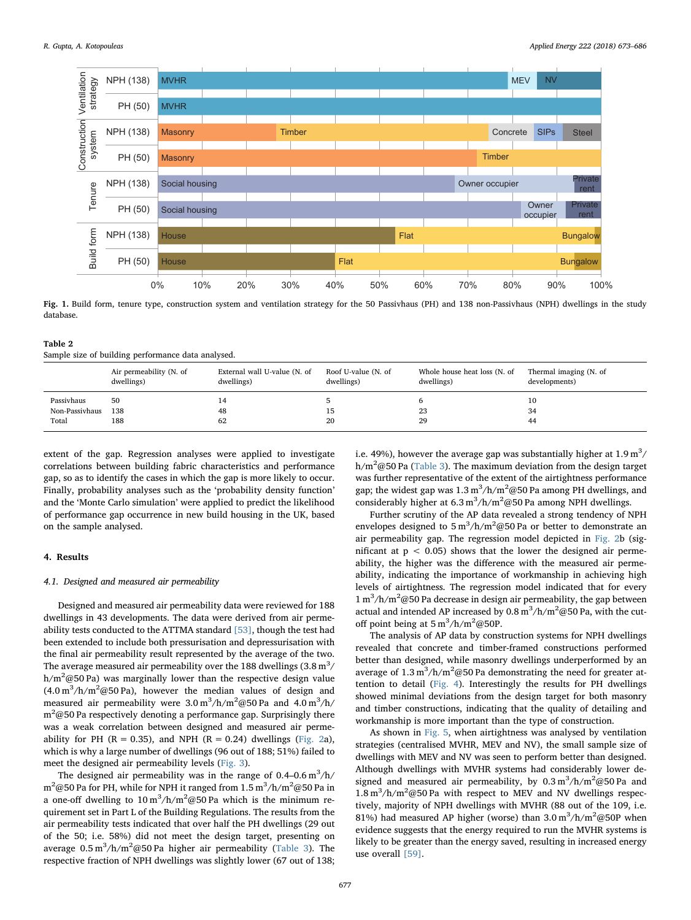Fig. 1. Build form, tenure type, construction system and ventilation strategy for the 50 Passivhaus (PH) and 138 non-Passivhaus (NPH) dwellings in the study database.

Table 2
Sample size of building performance data analysed.

| | Air permeability (N. of dwellings) | External wall U-value (N. of dwellings) | Roof U-value (N. of dwellings) | Whole house heat loss (N. of dwellings) | Thermal imaging (N. of developments) |
|---|---|---|---|---|---|
| Passivhaus | 50 | 14 | 5 | 6 | 10 |
| Non-Passivhaus | 138 | 48 | 15 | 23 | 34 |
| Total | 188 | 62 | 20 | 29 | 44 |

extent of the gap. Regression analyses were applied to investigate correlations between building fabric characteristics and performance gap, so as to identify the cases in which the gap is more likely to occur. Finally, probability analyses such as the 'probability density function' and the 'Monte Carlo simulation' were applied to predict the likelihood of performance gap occurrence in new build housing in the UK, based on the sample analysed.

## 4. Results

### 4.1. Designed and measured air permeability

Designed and measured air permeability data were reviewed for 188 dwellings in 43 developments. The data were derived from air permeability tests conducted to the ATTMA standard [53], though the test had been extended to include both pressurisation and depressurisation with the final air permeability result represented by the average of the two. The average measured air permeability over the 188 dwellings (3.8 $m^3$/h/$m^2$@50 Pa) was marginally lower than the respective design value (4.0 $m^3$/h/$m^2$@50 Pa), however the median values of design and measured air permeability were 3.0 $m^3$/h/$m^2$@50 Pa and 4.0 $m^3$/h/$m^2$@50 Pa respectively denoting a performance gap. Surprisingly there was a weak correlation between designed and measured air permeability for PH ($R = 0.35$), and NPH ($R = 0.24$) dwellings (Fig. 2a), which is why a large number of dwellings (96 out of 188; 51%) failed to meet the designed air permeability levels (Fig. 3).

The designed air permeability was in the range of 0.4–0.6 $m^3$/h/$m^2$@50 Pa for PH, while for NPH it ranged from 1.5 $m^3$/h/$m^2$@50 Pa in a one-off dwelling to 10 $m^3$/h/$m^2$@50 Pa which is the minimum requirement set in Part L of the Building Regulations. The results from the air permeability tests indicated that over half the PH dwellings (29 out of the 50; i.e. 58%) did not meet the design target, presenting on average 0.5 $m^3$/h/$m^2$@50 Pa higher air permeability (Table 3). The respective fraction of NPH dwellings was slightly lower (67 out of 138; i.e. 49%), however the average gap was substantially higher at 1.9 $m^3$/h/$m^2$@50 Pa (Table 3). The maximum deviation from the design target was further representative of the extent of the airtightness performance gap; the widest gap was 1.3 $m^3$/h/$m^2$@50 Pa among PH dwellings, and considerably higher at 6.3 $m^3$/h/$m^2$@50 Pa among NPH dwellings.

Further scrutiny of the AP data revealed a strong tendency of NPH envelopes designed to 5 $m^3$/h/$m^2$@50 Pa or better to demonstrate an air permeability gap. The regression model depicted in Fig. 2b (significant at $p < 0.05$) shows that the lower the designed air permeability, the higher was the difference with the measured air permeability, indicating the importance of workmanship in achieving high levels of airtightness. The regression model indicated that for every 1 $m^3$/h/$m^2$@50 Pa decrease in design air permeability, the gap between actual and intended AP increased by 0.8 $m^3$/h/$m^2$@50 Pa, with the cut-off point being at 5 $m^3$/h/$m^2$@50P.

The analysis of AP data by construction systems for NPH dwellings revealed that concrete and timber-framed constructions performed better than designed, while masonry dwellings underperformed by an average of 1.3 $m^3$/h/$m^2$@50 Pa demonstrating the need for greater attention to detail (Fig. 4). Interestingly the results for PH dwellings showed minimal deviations from the design target for both masonry and timber constructions, indicating that the quality of detailing and workmanship is more important than the type of construction.

As shown in Fig. 5, when airtightness was analysed by ventilation strategies (centralised MVHR, MEV and NV), the small sample size of dwellings with MEV and NV was seen to perform better than designed. Although dwellings with MVHR systems had considerably lower designed and measured air permeability, by 0.3 $m^3$/h/$m^2$@50 Pa and 1.8 $m^3$/h/$m^2$@50 Pa with respect to MEV and NV dwellings respectively, majority of NPH dwellings with MVHR (88 out of the 109, i.e. 81%) had measured AP higher (worse) than 3.0 $m^3$/h/$m^2$@50P when evidence suggests that the energy required to run the MVHR systems is likely to be greater than the energy saved, resulting in increased energy use overall [59].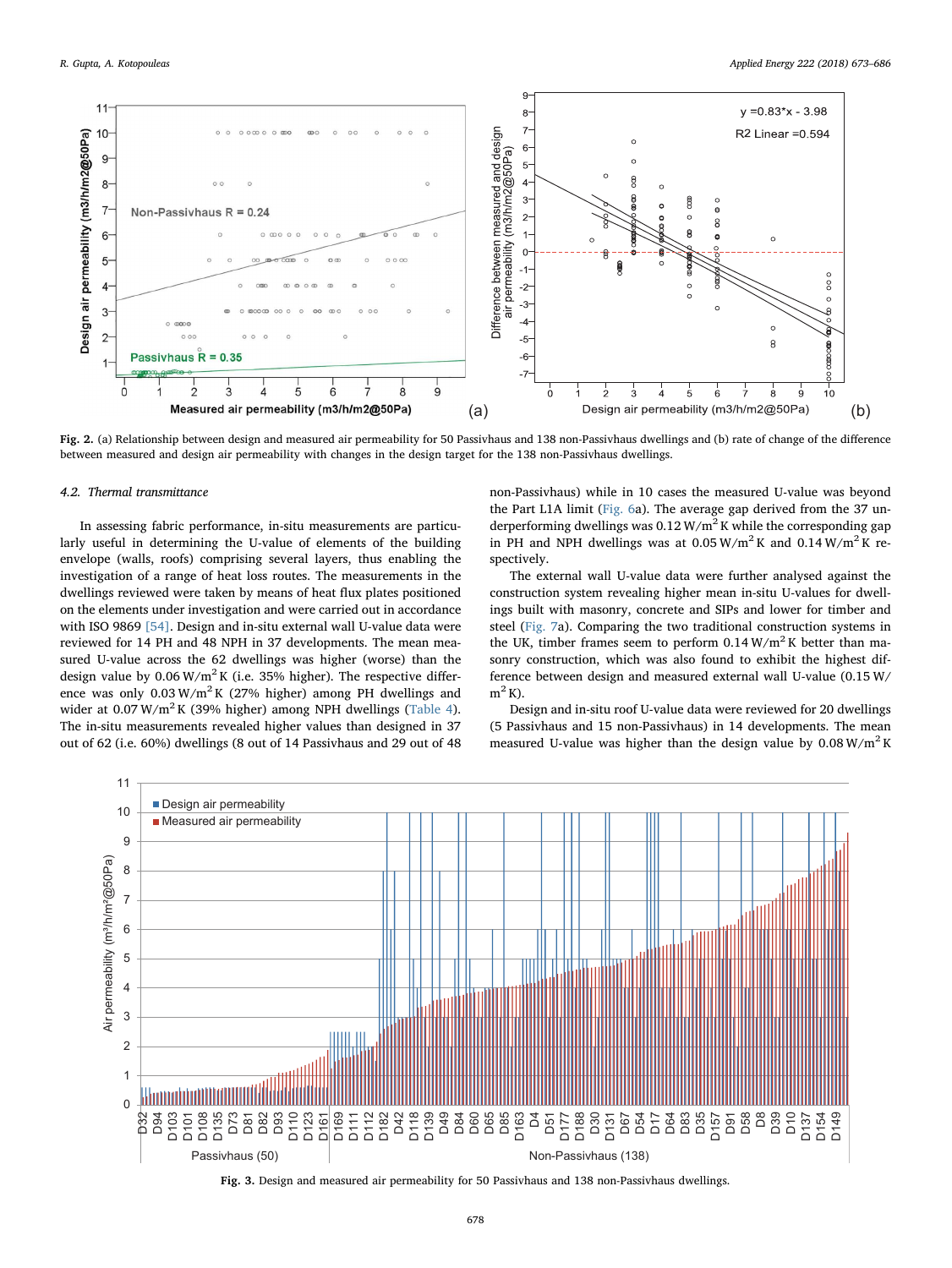Fig. 2. (a) Relationship between design and measured air permeability for 50 Passivhaus and 138 non-Passivhaus dwellings and (b) rate of change of the difference between measured and design air permeability with changes in the design target for the 138 non-Passivhaus dwellings.

### 4.2. Thermal transmittance

In assessing fabric performance, in-situ measurements are particularly useful in determining the U-value of elements of the building envelope (walls, roofs) comprising several layers, thus enabling the investigation of a range of heat loss routes. The measurements in the dwellings reviewed were taken by means of heat flux plates positioned on the elements under investigation and were carried out in accordance with ISO 9869 [54]. Design and in-situ external wall U-value data were reviewed for 14 PH and 48 NPH in 37 developments. The mean measured U-value across the 62 dwellings was higher (worse) than the design value by 0.06 $W/m^2 K$ (i.e. 35% higher). The respective difference was only 0.03 $W/m^2 K$ (27% higher) among PH dwellings and wider at 0.07 $W/m^2 K$ (39% higher) among NPH dwellings (Table 4). The in-situ measurements revealed higher values than designed in 37 out of 62 (i.e. 60%) dwellings (8 out of 14 Passivhaus and 29 out of 48 non-Passivhaus) while in 10 cases the measured U-value was beyond the Part L1A limit (Fig. 6a). The average gap derived from the 37 underperforming dwellings was 0.12 $W/m^2 K$ while the corresponding gap in PH and NPH dwellings was at 0.05 $W/m^2 K$ and 0.14 $W/m^2 K$ respectively.

The external wall U-value data were further analysed against the construction system revealing higher mean in-situ U-values for dwellings built with masonry, concrete and SIPs and lower for timber and steel (Fig. 7a). Comparing the two traditional construction systems in the UK, timber frames seem to perform 0.14 $W/m^2 K$ better than masonry construction, which was also found to exhibit the highest difference between design and measured external wall U-value (0.15 $W/m^2 K$).

Design and in-situ roof U-value data were reviewed for 20 dwellings (5 Passivhaus and 15 non-Passivhaus) in 14 developments. The mean measured U-value was higher than the design value by 0.08 $W/m^2 K$

Fig. 3. Design and measured air permeability for 50 Passivhaus and 138 non-Passivhaus dwellings.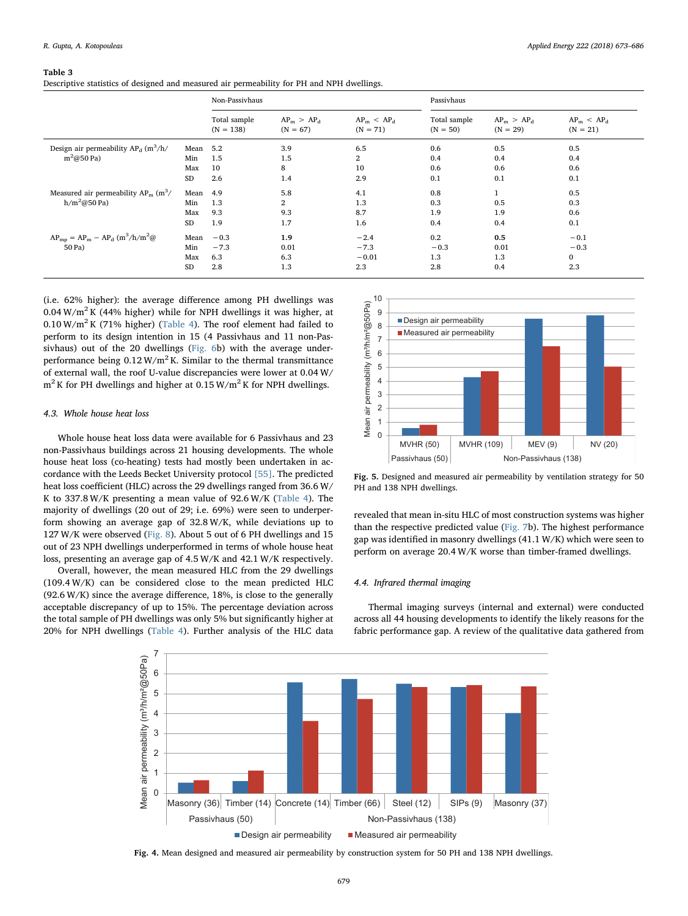**Table 3**
Descriptive statistics of designed and measured air permeability for PH and NPH dwellings.

| | | Non-Passivhaus | | | Passivhaus | | |
|---|---|---|---|---|---|---|---|
| | | Total sample (N = 138) | $AP_m > AP_d$ (N = 67) | $AP_m < AP_d$ (N = 71) | Total sample (N = 50) | $AP_m > AP_d$ (N = 29) | $AP_m < AP_d$ (N = 21) |
| Design air permeability $AP_d$ ($m^3/h/m^2$@50 Pa) | Mean | 5.2 | 3.9 | 6.5 | 0.6 | 0.5 | 0.5 |
| | Min | 1.5 | 1.5 | 2 | 0.4 | 0.4 | 0.4 |
| | Max | 10 | 8 | 10 | 0.6 | 0.6 | 0.6 |
| | SD | 2.6 | 1.4 | 2.9 | 0.1 | 0.1 | 0.1 |
| Measured air permeability $AP_m$ ($m^3/h/m^2$@50 Pa) | Mean | 4.9 | 5.8 | 4.1 | 0.8 | 1 | 0.5 |
| | Min | 1.3 | 2 | 1.3 | 0.3 | 0.5 | 0.3 |
| | Max | 9.3 | 9.3 | 8.7 | 1.9 | 1.9 | 0.6 |
| | SD | 1.9 | 1.7 | 1.6 | 0.4 | 0.4 | 0.1 |
| $AP_{mp} = AP_m - AP_d$ ($m^3/h/m^2$@50 Pa) | Mean | −0.3 | **1.9** | −2.4 | 0.2 | **0.5** | −0.1 |
| | Min | −7.3 | 0.01 | −7.3 | −0.3 | 0.01 | −0.3 |
| | Max | 6.3 | 6.3 | −0.01 | 1.3 | 1.3 | 0 |
| | SD | 2.8 | 1.3 | 2.3 | 2.8 | 0.4 | 2.3 |

(i.e. 62% higher): the average difference among PH dwellings was 0.04 $W/m^2 K$ (44% higher) while for NPH dwellings it was higher, at 0.10 $W/m^2 K$ (71% higher) (Table 4). The roof element had failed to perform to its design intention in 15 (4 Passivhaus and 11 non-Passivhaus) out of the 20 dwellings (Fig. 6b) with the average underperformance being 0.12 $W/m^2 K$. Similar to the thermal transmittance of external wall, the roof U-value discrepancies were lower at 0.04 $W/m^2 K$ for PH dwellings and higher at 0.15 $W/m^2 K$ for NPH dwellings.

### 4.3. Whole house heat loss

Whole house heat loss data were available for 6 Passivhaus and 23 non-Passivhaus buildings across 21 housing developments. The whole house heat loss (co-heating) tests had mostly been undertaken in accordance with the Leeds Becket University protocol [55]. The predicted heat loss coefficient (HLC) across the 29 dwellings ranged from 36.6 W/K to 337.8 W/K presenting a mean value of 92.6 W/K (Table 4). The majority of dwellings (20 out of 29; i.e. 69%) were seen to underperform showing an average gap of 32.8 W/K, while deviations up to 127 W/K were observed (Fig. 8). About 5 out of 6 PH dwellings and 15 out of 23 NPH dwellings underperformed in terms of whole house heat loss, presenting an average gap of 4.5 W/K and 42.1 W/K respectively.

Overall, however, the mean measured HLC from the 29 dwellings (109.4 W/K) can be considered close to the mean predicted HLC (92.6 W/K) since the average difference, 18%, is close to the generally acceptable discrepancy of up to 15%. The percentage deviation across the total sample of PH dwellings was only 5% but significantly higher at 20% for NPH dwellings (Table 4). Further analysis of the HLC data revealed that mean in-situ HLC of most construction systems was higher than the respective predicted value (Fig. 7b). The highest performance gap was identified in masonry dwellings (41.1 W/K) which were seen to perform on average 20.4 W/K worse than timber-framed dwellings.

**Fig. 5.** Designed and measured air permeability by ventilation strategy for 50 PH and 138 NPH dwellings.

### 4.4. Infrared thermal imaging

Thermal imaging surveys (internal and external) were conducted across all 44 housing developments to identify the likely reasons for the fabric performance gap. A review of the qualitative data gathered from

**Fig. 4.** Mean designed and measured air permeability by construction system for 50 PH and 138 NPH dwellings.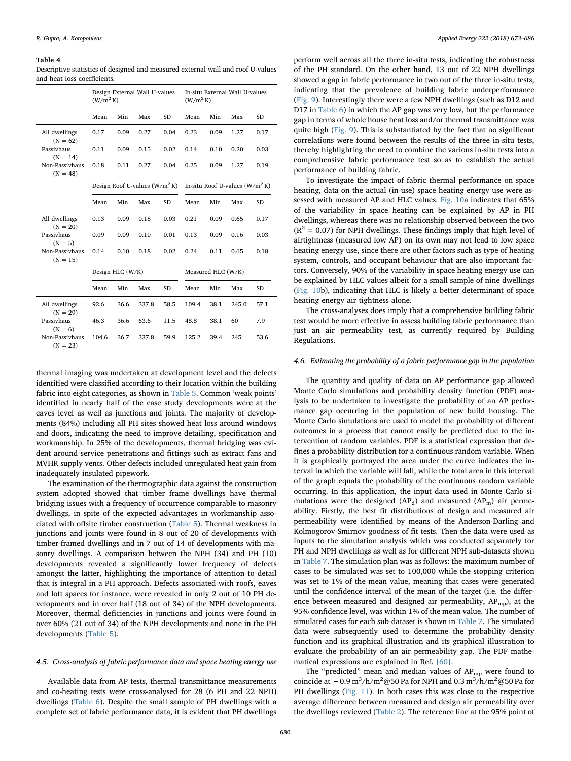**Table 4**
Descriptive statistics of designed and measured external wall and roof U-values and heat loss coefficients.

| | Design External Wall U-values (W/m$^2$ K) | | | | In-situ External Wall U-values (W/m$^2$ K) | | | |
|---|---|---|---|---|---|---|---|---|
| | Mean | Min | Max | SD | Mean | Min | Max | SD |
| All dwellings (N = 62) | 0.17 | 0.09 | 0.27 | 0.04 | 0.23 | 0.09 | 1.27 | 0.17 |
| Passivhaus (N = 14) | 0.11 | 0.09 | 0.15 | 0.02 | 0.14 | 0.10 | 0.20 | 0.03 |
| Non-Passivhaus (N = 48) | 0.18 | 0.11 | 0.27 | 0.04 | 0.25 | 0.09 | 1.27 | 0.19 |
| | Design Roof U-values (W/m$^2$ K) | | | | In-situ Roof U-values (W/m$^2$ K) | | | |
| | Mean | Min | Max | SD | Mean | Min | Max | SD |
| All dwellings (N = 20) | 0.13 | 0.09 | 0.18 | 0.03 | 0.21 | 0.09 | 0.65 | 0.17 |
| Passivhaus (N = 5) | 0.09 | 0.09 | 0.10 | 0.01 | 0.13 | 0.09 | 0.16 | 0.03 |
| Non-Passivhaus (N = 15) | 0.14 | 0.10 | 0.18 | 0.02 | 0.24 | 0.11 | 0.65 | 0.18 |
| | Design HLC (W/K) | | | | Measured HLC (W/K) | | | |
| | Mean | Min | Max | SD | Mean | Min | Max | SD |
| All dwellings (N = 29) | 92.6 | 36.6 | 337.8 | 58.5 | 109.4 | 38.1 | 245.0 | 57.1 |
| Passivhaus (N = 6) | 46.3 | 36.6 | 63.6 | 11.5 | 48.8 | 38.1 | 60 | 7.9 |
| Non-Passivhaus (N = 23) | 104.6 | 36.7 | 337.8 | 59.9 | 125.2 | 39.4 | 245 | 53.6 |

thermal imaging was undertaken at development level and the defects identified were classified according to their location within the building fabric into eight categories, as shown in Table 5. Common 'weak points' identified in nearly half of the case study developments were at the eaves level as well as junctions and joints. The majority of developments (84%) including all PH sites showed heat loss around windows and doors, indicating the need to improve detailing, specification and workmanship. In 25% of the developments, thermal bridging was evident around service penetrations and fittings such as extract fans and MVHR supply vents. Other defects included unregulated heat gain from inadequately insulated pipework.

The examination of the thermographic data against the construction system adopted showed that timber frame dwellings have thermal bridging issues with a frequency of occurrence comparable to masonry dwellings, in spite of the expected advantages in workmanship associated with offsite timber construction (Table 5). Thermal weakness in junctions and joints were found in 8 out of 20 of developments with timber-framed dwellings and in 7 out of 14 of developments with masonry dwellings. A comparison between the NPH (34) and PH (10) developments revealed a significantly lower frequency of defects amongst the latter, highlighting the importance of attention to detail that is integral in a PH approach. Defects associated with roofs, eaves and loft spaces for instance, were revealed in only 2 out of 10 PH developments and in over half (18 out of 34) of the NPH developments. Moreover, thermal deficiencies in junctions and joints were found in over 60% (21 out of 34) of the NPH developments and none in the PH developments (Table 5).

### 4.5. Cross-analysis of fabric performance data and space heating energy use

Available data from AP tests, thermal transmittance measurements and co-heating tests were cross-analysed for 28 (6 PH and 22 NPH) dwellings (Table 6). Despite the small sample of PH dwellings with a complete set of fabric performance data, it is evident that PH dwellings perform well across all the three in-situ tests, indicating the robustness of the PH standard. On the other hand, 13 out of 22 NPH dwellings showed a gap in fabric performance in two out of the three in-situ tests, indicating that the prevalence of building fabric underperformance (Fig. 9). Interestingly there were a few NPH dwellings (such as D12 and D17 in Table 6) in which the AP gap was very low, but the performance gap in terms of whole house heat loss and/or thermal transmittance was quite high (Fig. 9). This is substantiated by the fact that no significant correlations were found between the results of the three in-situ tests, thereby highlighting the need to combine the various in-situ tests into a comprehensive fabric performance test so as to establish the actual performance of building fabric.

To investigate the impact of fabric thermal performance on space heating, data on the actual (in-use) space heating energy use were assessed with measured AP and HLC values. Fig. 10a indicates that 65% of the variability in space heating can be explained by AP in PH dwellings, whereas there was no relationship observed between the two ($R^2 = 0.07$) for NPH dwellings. These findings imply that high level of airtightness (measured low AP) on its own may not lead to low space heating energy use, since there are other factors such as type of heating system, controls, and occupant behaviour that are also important factors. Conversely, 90% of the variability in space heating energy use can be explained by HLC values albeit for a small sample of nine dwellings (Fig. 10b), indicating that HLC is likely a better determinant of space heating energy air tightness alone.

The cross-analyses does imply that a comprehensive building fabric test would be more effective in assess building fabric performance than just an air permeability test, as currently required by Building Regulations.

### 4.6. Estimating the probability of a fabric performance gap in the population

The quantity and quality of data on AP performance gap allowed Monte Carlo simulations and probability density function (PDF) analysis to be undertaken to investigate the probability of an AP performance gap occurring in the population of new build housing. The Monte Carlo simulations are used to model the probability of different outcomes in a process that cannot easily be predicted due to the intervention of random variables. PDF is a statistical expression that defines a probability distribution for a continuous random variable. When it is graphically portrayed the area under the curve indicates the interval in which the variable will fall, while the total area in this interval of the graph equals the probability of the continuous random variable occurring. In this application, the input data used in Monte Carlo simulations were the designed ($AP_d$) and measured ($AP_m$) air permeability. Firstly, the best fit distributions of design and measured air permeability were identified by means of the Anderson-Darling and Kolmogorov-Smirnov goodness of fit tests. Then the data were used as inputs to the simulation analysis which was conducted separately for PH and NPH dwellings as well as for different NPH sub-datasets shown in Table 7. The simulation plan was as follows: the maximum number of cases to be simulated was set to 100,000 while the stopping criterion was set to 1% of the mean value, meaning that cases were generated until the confidence interval of the mean of the target (i.e. the difference between measured and designed air permeability, $AP_{mp}$), at the 95% confidence level, was within 1% of the mean value. The number of simulated cases for each sub-dataset is shown in Table 7. The simulated data were subsequently used to determine the probability density function and its graphical illustration and its graphical illustration to evaluate the probability of an air permeability gap. The PDF mathematical expressions are explained in Ref. [60].

The "predicted" mean and median values of $AP_{mp}$ were found to coincide at $-0.9\ m^3/h/m^2@50\ Pa$ for NPH and $0.3\ m^3/h/m^2@50\ Pa$ for PH dwellings (Fig. 11). In both cases this was close to the respective average difference between measured and design air permeability over the dwellings reviewed (Table 2). The reference line at the 95% point of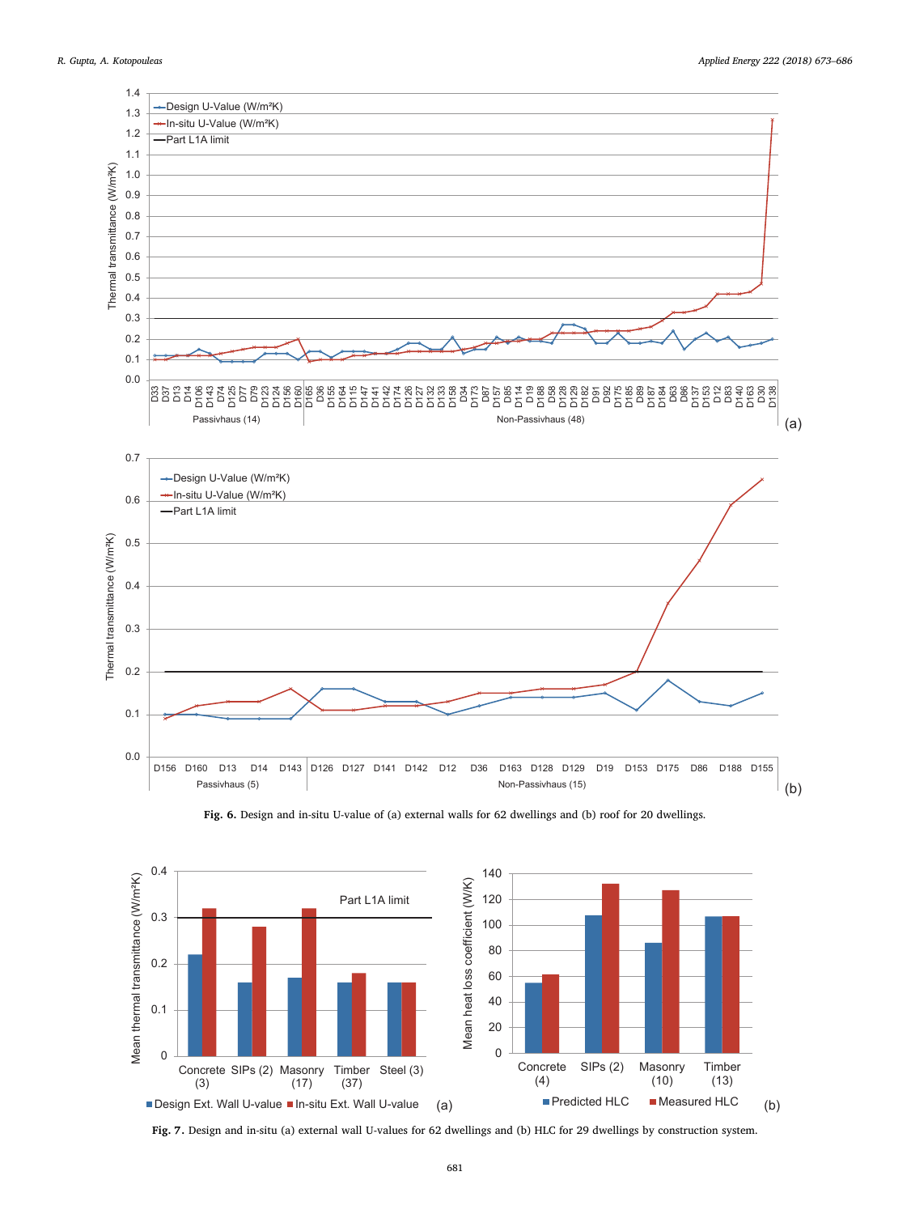Fig. 6. Design and in-situ U-value of (a) external walls for 62 dwellings and (b) roof for 20 dwellings.

Fig. 7. Design and in-situ (a) external wall U-values for 62 dwellings and (b) HLC for 29 dwellings by construction system.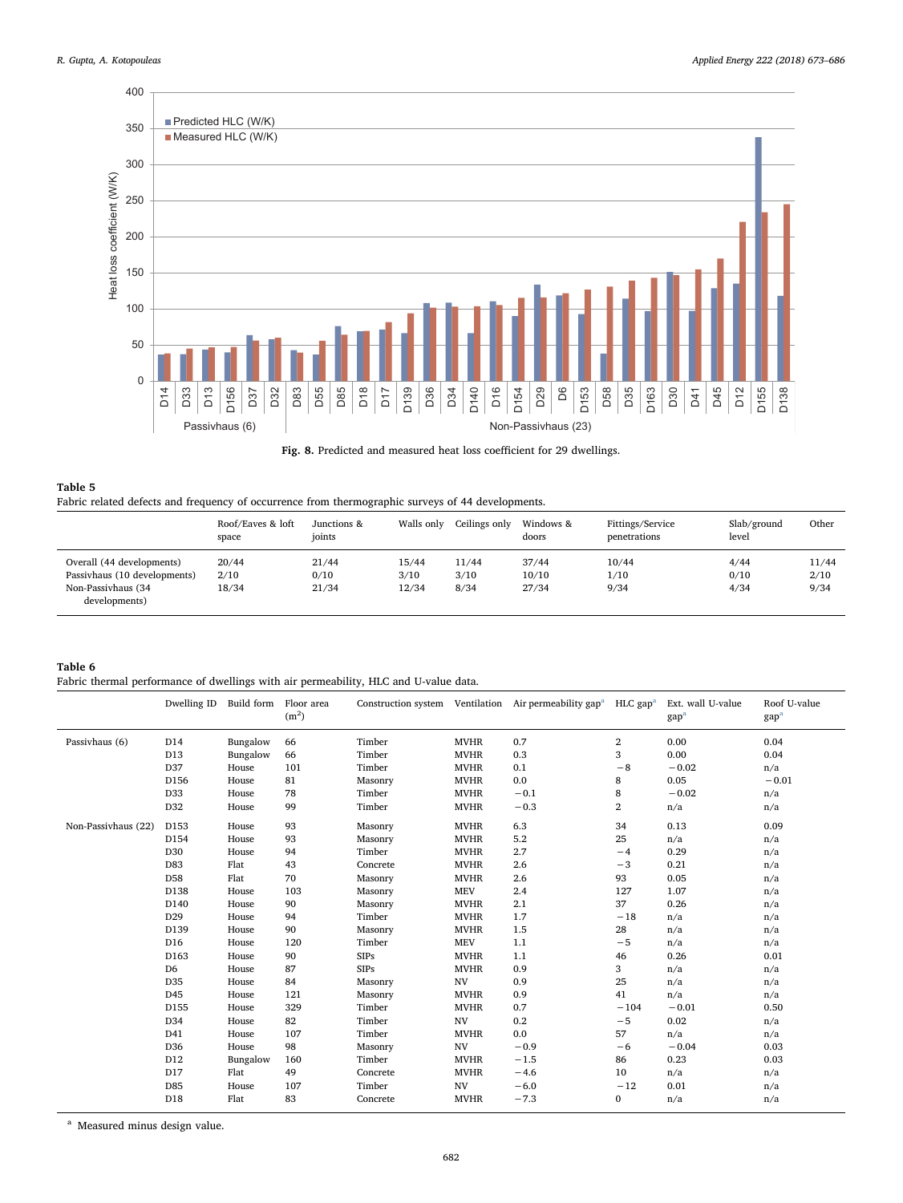**Fig. 8.** Predicted and measured heat loss coefficient for 29 dwellings.

**Table 5**
Fabric related defects and frequency of occurrence from thermographic surveys of 44 developments.

| | Roof/Eaves & loft space | Junctions & joints | Walls only | Ceilings only | Windows & doors | Fittings/Service penetrations | Slab/ground level | Other |
|---|---|---|---|---|---|---|---|---|
| Overall (44 developments) | 20/44 | 21/44 | 15/44 | 11/44 | 37/44 | 10/44 | 4/44 | 11/44 |
| Passivhaus (10 developments) | 2/10 | 0/10 | 3/10 | 3/10 | 10/10 | 1/10 | 0/10 | 2/10 |
| Non-Passivhaus (34 developments) | 18/34 | 21/34 | 12/34 | 8/34 | 27/34 | 9/34 | 4/34 | 9/34 |

**Table 6**
Fabric thermal performance of dwellings with air permeability, HLC and U-value data.

| | Dwelling ID | Build form | Floor area ($m^2$) | Construction system | Ventilation | Air permeability gap[a] | HLC gap[a] | Ext. wall U-value gap[a] | Roof U-value gap[a] |
|---|---|---|---|---|---|---|---|---|---|
| Passivhaus (6) | D14 | Bungalow | 66 | Timber | MVHR | 0.7 | 2 | 0.00 | 0.04 |
| | D13 | Bungalow | 66 | Timber | MVHR | 0.3 | 3 | 0.00 | 0.04 |
| | D37 | House | 101 | Timber | MVHR | 0.1 | −8 | −0.02 | n/a |
| | D156 | House | 81 | Masonry | MVHR | 0.0 | 8 | 0.05 | −0.01 |
| | D33 | House | 78 | Timber | MVHR | −0.1 | 8 | −0.02 | n/a |
| | D32 | House | 99 | Timber | MVHR | −0.3 | 2 | n/a | n/a |
| Non-Passivhaus (22) | D153 | House | 93 | Masonry | MVHR | 6.3 | 34 | 0.13 | 0.09 |
| | D154 | House | 93 | Masonry | MVHR | 5.2 | 25 | n/a | n/a |
| | D30 | House | 94 | Timber | MVHR | 2.7 | −4 | 0.29 | n/a |
| | D83 | Flat | 43 | Concrete | MVHR | 2.6 | −3 | 0.21 | n/a |
| | D58 | Flat | 70 | Masonry | MVHR | 2.6 | 93 | 0.05 | n/a |
| | D138 | House | 103 | Masonry | MEV | 2.4 | 127 | 1.07 | n/a |
| | D140 | House | 90 | Masonry | MVHR | 2.1 | 37 | 0.26 | n/a |
| | D29 | House | 94 | Timber | MVHR | 1.7 | −18 | n/a | n/a |
| | D139 | House | 90 | Masonry | MVHR | 1.5 | 28 | n/a | n/a |
| | D16 | House | 120 | Timber | MEV | 1.1 | −5 | n/a | n/a |
| | D163 | House | 90 | SIPs | MVHR | 1.1 | 46 | 0.26 | 0.01 |
| | D6 | House | 87 | SIPs | MVHR | 0.9 | 3 | n/a | n/a |
| | D35 | House | 84 | Masonry | NV | 0.9 | 25 | n/a | n/a |
| | D45 | House | 121 | Masonry | MVHR | 0.9 | 41 | n/a | n/a |
| | D155 | House | 329 | Timber | MVHR | 0.7 | −104 | −0.01 | 0.50 |
| | D34 | House | 82 | Timber | NV | 0.2 | −5 | 0.02 | n/a |
| | D41 | House | 107 | Timber | MVHR | 0.0 | 57 | n/a | n/a |
| | D36 | House | 98 | Masonry | NV | −0.9 | −6 | −0.04 | 0.03 |
| | D12 | Bungalow | 160 | Timber | MVHR | −1.5 | 86 | 0.23 | 0.03 |
| | D17 | Flat | 49 | Concrete | MVHR | −4.6 | 10 | n/a | n/a |
| | D85 | House | 107 | Timber | NV | −6.0 | −12 | 0.01 | n/a |
| | D18 | Flat | 83 | Concrete | MVHR | −7.3 | 0 | n/a | n/a |

[a] Measured minus design value.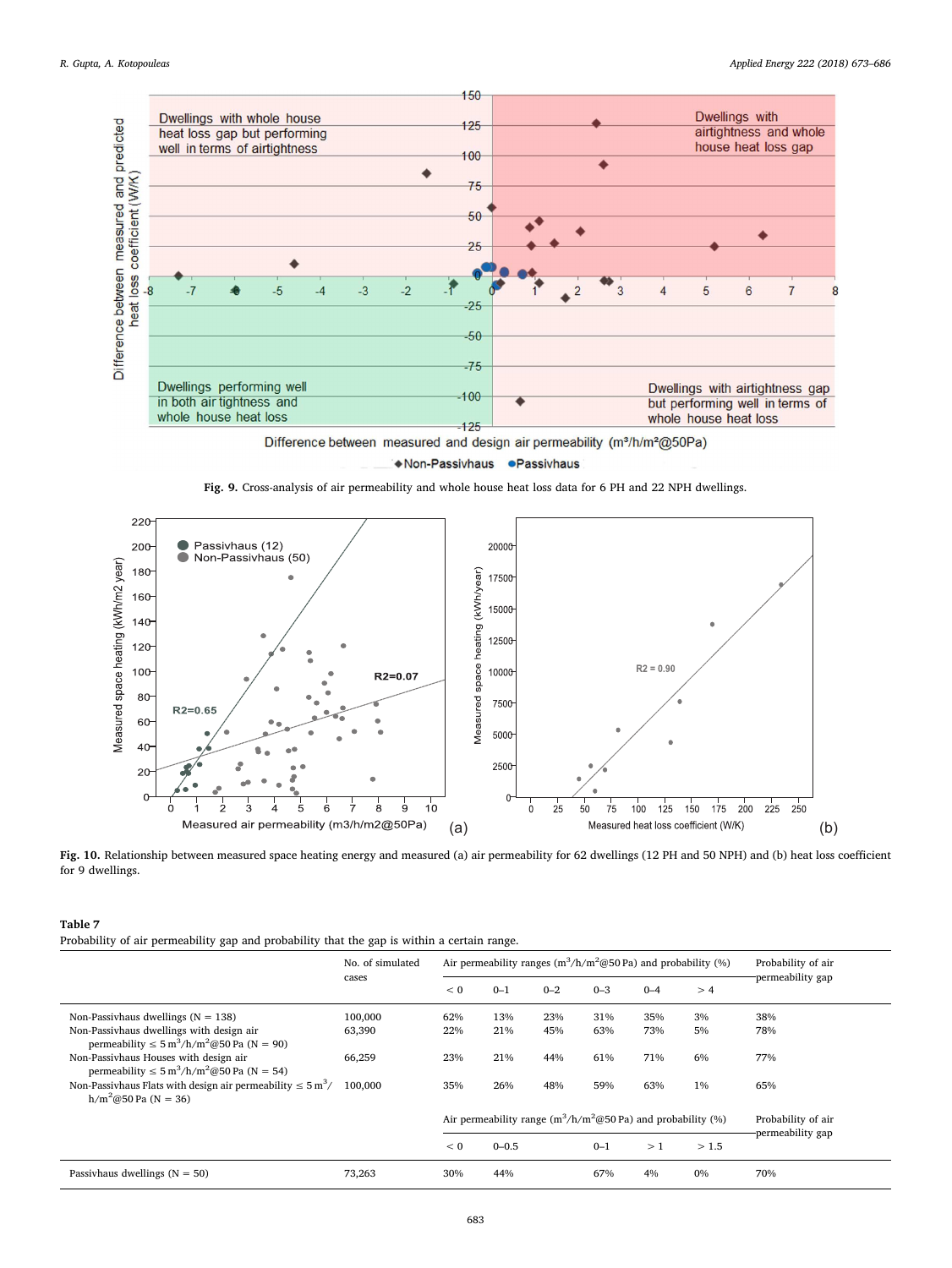**Fig. 9.** Cross-analysis of air permeability and whole house heat loss data for 6 PH and 22 NPH dwellings.

**Fig. 10.** Relationship between measured space heating energy and measured (a) air permeability for 62 dwellings (12 PH and 50 NPH) and (b) heat loss coefficient for 9 dwellings.

**Table 7**
Probability of air permeability gap and probability that the gap is within a certain range.

| | No. of simulated cases | Air permeability ranges ($m^3/h/m^2$@50 Pa) and probability (%) | | | | | | Probability of air permeability gap |
|---|---|---|---|---|---|---|---|---|
| | | < 0 | 0–1 | 0–2 | 0–3 | 0–4 | > 4 | |
| Non-Passivhaus dwellings (N = 138) | 100,000 | 62% | 13% | 23% | 31% | 35% | 3% | 38% |
| Non-Passivhaus dwellings with design air permeability ≤ 5 $m^3/h/m^2$@50 Pa (N = 90) | 63,390 | 22% | 21% | 45% | 63% | 73% | 5% | 78% |
| Non-Passivhaus Houses with design air permeability ≤ 5 $m^3/h/m^2$@50 Pa (N = 54) | 66,259 | 23% | 21% | 44% | 61% | 71% | 6% | 77% |
| Non-Passivhaus Flats with design air permeability ≤ 5 $m^3/h/m^2$@50 Pa (N = 36) | 100,000 | 35% | 26% | 48% | 59% | 63% | 1% | 65% |
| | | Air permeability range ($m^3/h/m^2$@50 Pa) and probability (%) | | | | | | Probability of air permeability gap |
| | | < 0 | 0–0.5 | | 0–1 | > 1 | > 1.5 | |
| Passivhaus dwellings (N = 50) | 73,263 | 30% | 44% | | 67% | 4% | 0% | 70% |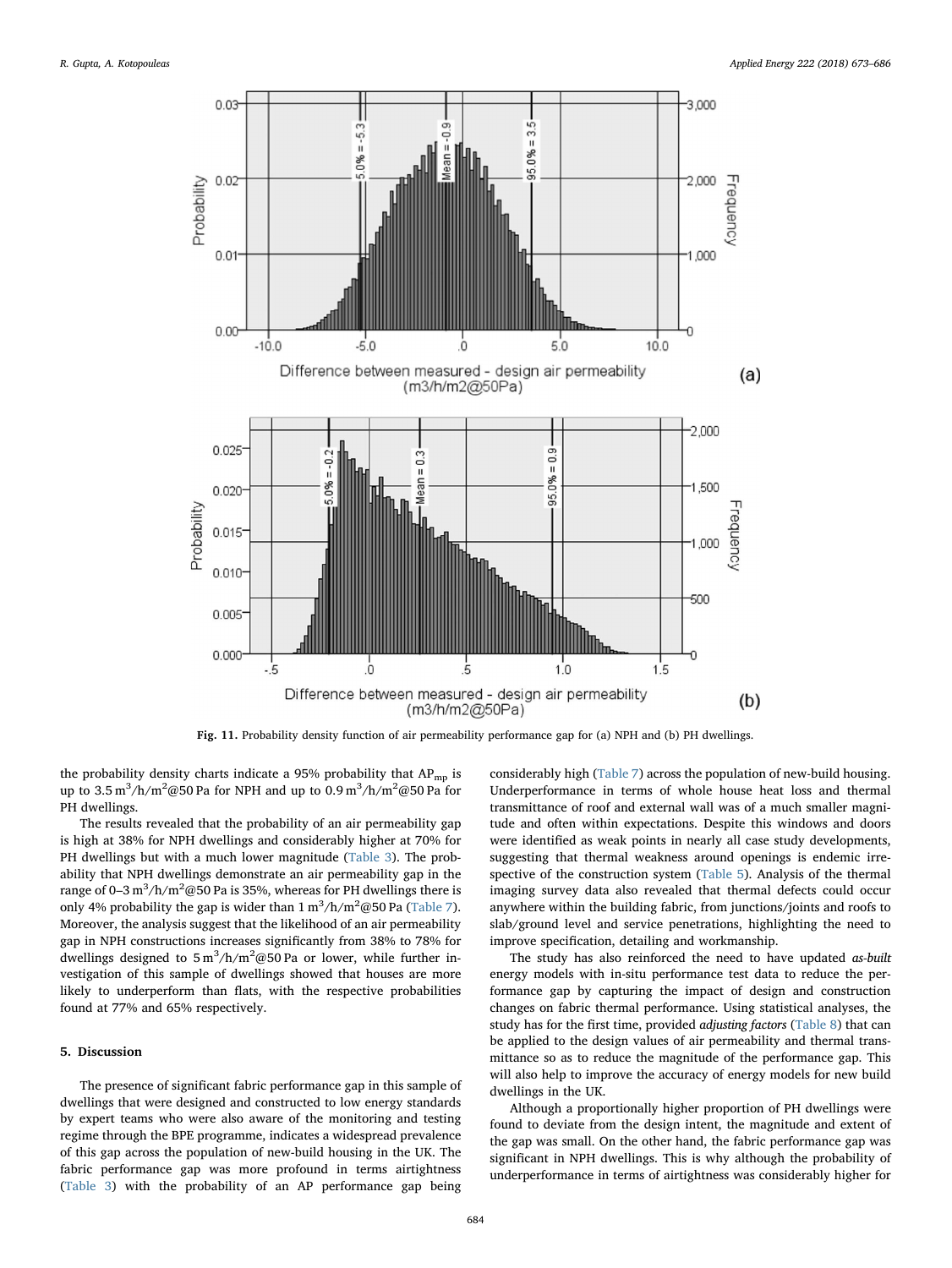Fig. 11. Probability density function of air permeability performance gap for (a) NPH and (b) PH dwellings.

the probability density charts indicate a 95% probability that $AP_{mp}$ is up to 3.5 $m^3/h/m^2$@50 Pa for NPH and up to 0.9 $m^3/h/m^2$@50 Pa for PH dwellings.

The results revealed that the probability of an air permeability gap is high at 38% for NPH dwellings and considerably higher at 70% for PH dwellings but with a much lower magnitude (Table 3). The probability that NPH dwellings demonstrate an air permeability gap in the range of 0–3 $m^3/h/m^2$@50 Pa is 35%, whereas for PH dwellings there is only 4% probability the gap is wider than 1 $m^3/h/m^2$@50 Pa (Table 7). Moreover, the analysis suggest that the likelihood of an air permeability gap in NPH constructions increases significantly from 38% to 78% for dwellings designed to 5 $m^3/h/m^2$@50 Pa or lower, while further investigation of this sample of dwellings showed that houses are more likely to underperform than flats, with the respective probabilities found at 77% and 65% respectively.

## 5. Discussion

The presence of significant fabric performance gap in this sample of dwellings that were designed and constructed to low energy standards by expert teams who were also aware of the monitoring and testing regime through the BPE programme, indicates a widespread prevalence of this gap across the population of new-build housing in the UK. The fabric performance gap was more profound in terms airtightness (Table 3) with the probability of an AP performance gap being considerably high (Table 7) across the population of new-build housing. Underperformance in terms of whole house heat loss and thermal transmittance of roof and external wall was of a much smaller magnitude and often within expectations. Despite this windows and doors were identified as weak points in nearly all case study developments, suggesting that thermal weakness around openings is endemic irrespective of the construction system (Table 5). Analysis of the thermal imaging survey data also revealed that thermal defects could occur anywhere within the building fabric, from junctions/joints and roofs to slab/ground level and service penetrations, highlighting the need to improve specification, detailing and workmanship.

The study has also reinforced the need to have updated *as-built* energy models with in-situ performance test data to reduce the performance gap by capturing the impact of design and construction changes on fabric thermal performance. Using statistical analyses, the study has for the first time, provided *adjusting factors* (Table 8) that can be applied to the design values of air permeability and thermal transmittance so as to reduce the magnitude of the performance gap. This will also help to improve the accuracy of energy models for new build dwellings in the UK.

Although a proportionally higher proportion of PH dwellings were found to deviate from the design intent, the magnitude and extent of the gap was small. On the other hand, the fabric performance gap was significant in NPH dwellings. This is why although the probability of underperformance in terms of airtightness was considerably higher for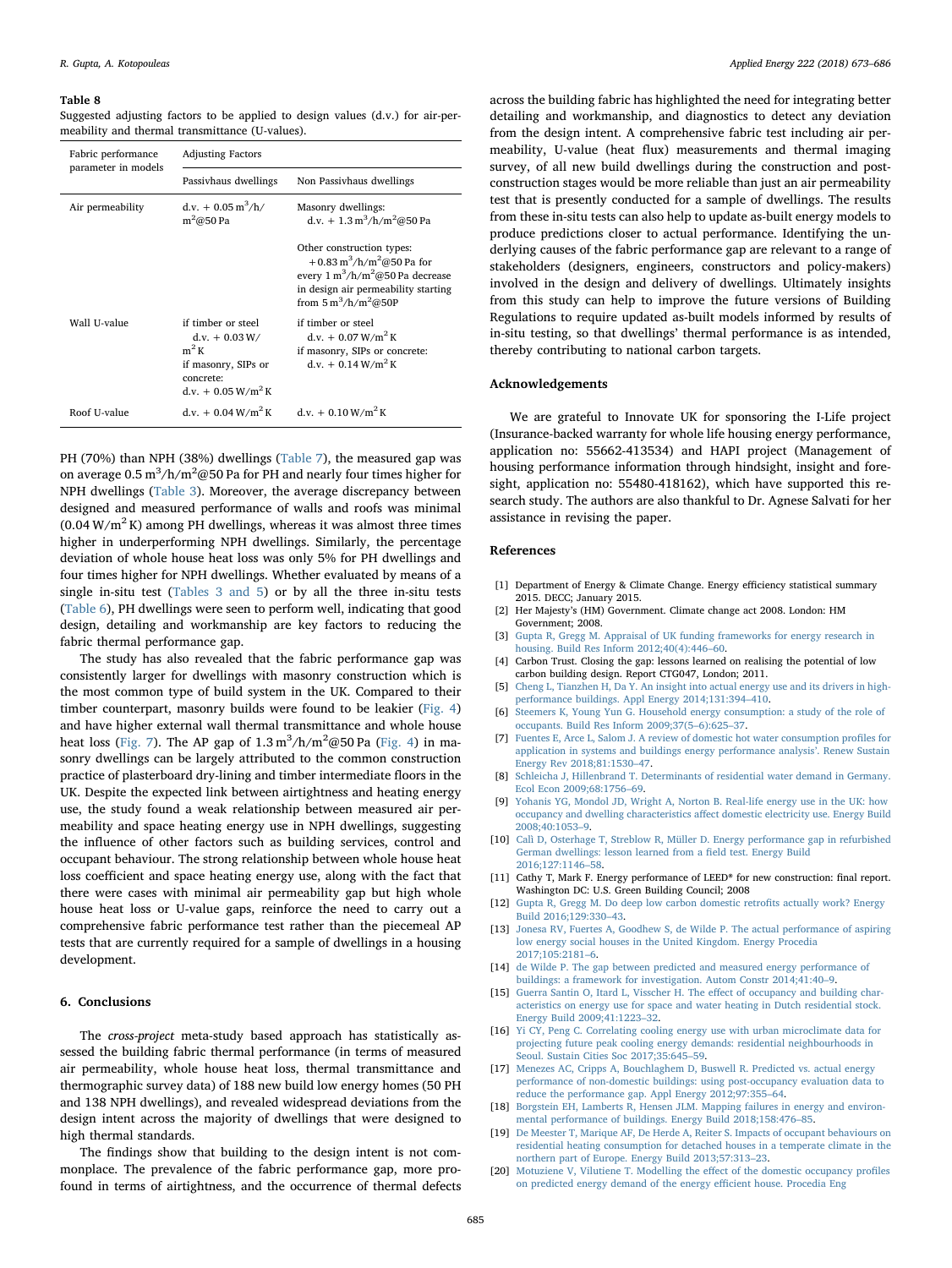**Table 8**
Suggested adjusting factors to be applied to design values (d.v.) for air-permeability and thermal transmittance (U-values).

| Fabric performance parameter in models | Adjusting Factors | |
|---|---|---|
| | Passivhaus dwellings | Non Passivhaus dwellings |
| Air permeability | d.v. + 0.05 $m^3/h/m^2$@50 Pa | Masonry dwellings: d.v. + 1.3 $m^3/h/m^2$@50 Pa<br><br>Other construction types: +0.83 $m^3/h/m^2$@50 Pa for every 1 $m^3/h/m^2$@50 Pa decrease in design air permeability starting from 5 $m^3/h/m^2$@50P |
| Wall U-value | if timber or steel d.v. + 0.03 $W/m^2K$<br>if masonry, SIPs or concrete: d.v. + 0.05 $W/m^2K$ | if timber or steel d.v. + 0.07 $W/m^2K$<br>if masonry, SIPs or concrete: d.v. + 0.14 $W/m^2K$ |
| Roof U-value | d.v. + 0.04 $W/m^2K$ | d.v. + 0.10 $W/m^2K$ |

PH (70%) than NPH (38%) dwellings (Table 7), the measured gap was on average 0.5 $m^3/h/m^2$@50 Pa for PH and nearly four times higher for NPH dwellings (Table 3). Moreover, the average discrepancy between designed and measured performance of walls and roofs was minimal (0.04 $W/m^2K$) among PH dwellings, whereas it was almost three times higher in underperforming NPH dwellings. Similarly, the percentage deviation of whole house heat loss was only 5% for PH dwellings and four times higher for NPH dwellings. Whether evaluated by means of a single in-situ test (Tables 3 and 5) or by all the three in-situ tests (Table 6), PH dwellings were seen to perform well, indicating that good design, detailing and workmanship are key factors to reducing the fabric thermal performance gap.

The study has also revealed that the fabric performance gap was consistently larger for dwellings with masonry construction which is the most common type of build system in the UK. Compared to their timber counterpart, masonry builds were found to be leakier (Fig. 4) and have higher external wall thermal transmittance and whole house heat loss (Fig. 7). The AP gap of 1.3 $m^3/h/m^2$@50 Pa (Fig. 4) in masonry dwellings can be largely attributed to the common construction practice of plasterboard dry-lining and timber intermediate floors in the UK. Despite the expected link between airtightness and heating energy use, the study found a weak relationship between measured air permeability and space heating energy use in NPH dwellings, suggesting the influence of other factors such as building services, control and occupant behaviour. The strong relationship between whole house heat loss coefficient and space heating energy use, along with the fact that there were cases with minimal air permeability gap but high whole house heat loss or U-value gaps, reinforce the need to carry out a comprehensive fabric performance test rather than the piecemeal AP tests that are currently required for a sample of dwellings in a housing development.

## 6. Conclusions

The *cross-project* meta-study based approach has statistically assessed the building fabric thermal performance (in terms of measured air permeability, whole house heat loss, thermal transmittance and thermographic survey data) of 188 new build low energy homes (50 PH and 138 NPH dwellings), and revealed widespread deviations from the design intent across the majority of dwellings that were designed to high thermal standards.

The findings show that building to the design intent is not commonplace. The prevalence of the fabric performance gap, more profound in terms of airtightness, and the occurrence of thermal defects across the building fabric has highlighted the need for integrating better detailing and workmanship, and diagnostics to detect any deviation from the design intent. A comprehensive fabric test including air permeability, U-value (heat flux) measurements and thermal imaging survey, of all new build dwellings during the construction and post-construction stages would be more reliable than just an air permeability test that is presently conducted for a sample of dwellings. The results from these in-situ tests can also help to update as-built energy models to produce predictions closer to actual performance. Identifying the underlying causes of the fabric performance gap are relevant to a range of stakeholders (designers, engineers, constructors and policy-makers) involved in the design and delivery of dwellings. Ultimately insights from this study can help to improve the future versions of Building Regulations to require updated as-built models informed by results of in-situ testing, so that dwellings' thermal performance is as intended, thereby contributing to national carbon targets.

## Acknowledgements

We are grateful to Innovate UK for sponsoring the I-Life project (Insurance-backed warranty for whole life housing energy performance, application no: 55662-413534) and HAPI project (Management of housing performance information through hindsight, insight and foresight, application no: 55480-418162), which have supported this research study. The authors are also thankful to Dr. Agnese Salvati for her assistance in revising the paper.

## References

[1] Department of Energy & Climate Change. Energy efficiency statistical summary 2015. DECC; January 2015.
[2] Her Majesty's (HM) Government. Climate change act 2008. London: HM Government; 2008.
[3] Gupta R, Gregg M. Appraisal of UK funding frameworks for energy research in housing. Build Res Inform 2012;40(4):446–60.
[4] Carbon Trust. Closing the gap: lessons learned on realising the potential of low carbon building design. Report CTG047, London; 2011.
[5] Cheng L, Tianzhen H, Da Y. An insight into actual energy use and its drivers in high-performance buildings. Appl Energy 2014;131:394–410.
[6] Steemers K, Young Yun G. Household energy consumption: a study of the role of occupants. Build Res Inform 2009;37(5–6):625–37.
[7] Fuentes E, Arce L, Salom J. A review of domestic hot water consumption profiles for application in systems and buildings energy performance analysis'. Renew Sustain Energy Rev 2018;81:1530–47.
[8] Schleicha J, Hillenbrand T. Determinants of residential water demand in Germany. Ecol Econ 2009;68:1756–69.
[9] Yohanis YG, Mondol JD, Wright A, Norton B. Real-life energy use in the UK: how occupancy and dwelling characteristics affect domestic electricity use. Energy Build 2008;40:1053–9.
[10] Calì D, Osterhage T, Streblow R, Müller D. Energy performance gap in refurbished German dwellings: lesson learned from a field test. Energy Build 2016;127:1146–58.
[11] Cathy T, Mark F. Energy performance of LEED® for new construction: final report. Washington DC: U.S. Green Building Council; 2008
[12] Gupta R, Gregg M. Do deep low carbon domestic retrofits actually work? Energy Build 2016;129:330–43.
[13] Jonesa RV, Fuertes A, Goodhew S, de Wilde P. The actual performance of aspiring low energy social houses in the United Kingdom. Energy Procedia 2017;105:2181–6.
[14] de Wilde P. The gap between predicted and measured energy performance of buildings: a framework for investigation. Autom Constr 2014;41:40–9.
[15] Guerra Santin O, Itard L, Visscher H. The effect of occupancy and building characteristics on energy use for space and water heating in Dutch residential stock. Energy Build 2009;41:1223–32.
[16] Yi CY, Peng C. Correlating cooling energy use with urban microclimate data for projecting future peak cooling energy demands: residential neighbourhoods in Seoul. Sustain Cities Soc 2017;35:645–59.
[17] Menezes AC, Cripps A, Bouchlaghem D, Buswell R. Predicted vs. actual energy performance of non-domestic buildings: using post-occupancy evaluation data to reduce the performance gap. Appl Energy 2012;97:355–64.
[18] Borgstein EH, Lamberts R, Hensen JLM. Mapping failures in energy and environmental performance of buildings. Energy Build 2018;158:476–85.
[19] De Meester T, Marique AF, De Herde A, Reiter S. Impacts of occupant behaviours on residential heating consumption for detached houses in a temperate climate in the northern part of Europe. Energy Build 2013;57:313–23.
[20] Motuziene V, Vilutiene T. Modelling the effect of the domestic occupancy profiles on predicted energy demand of the energy efficient house. Procedia Eng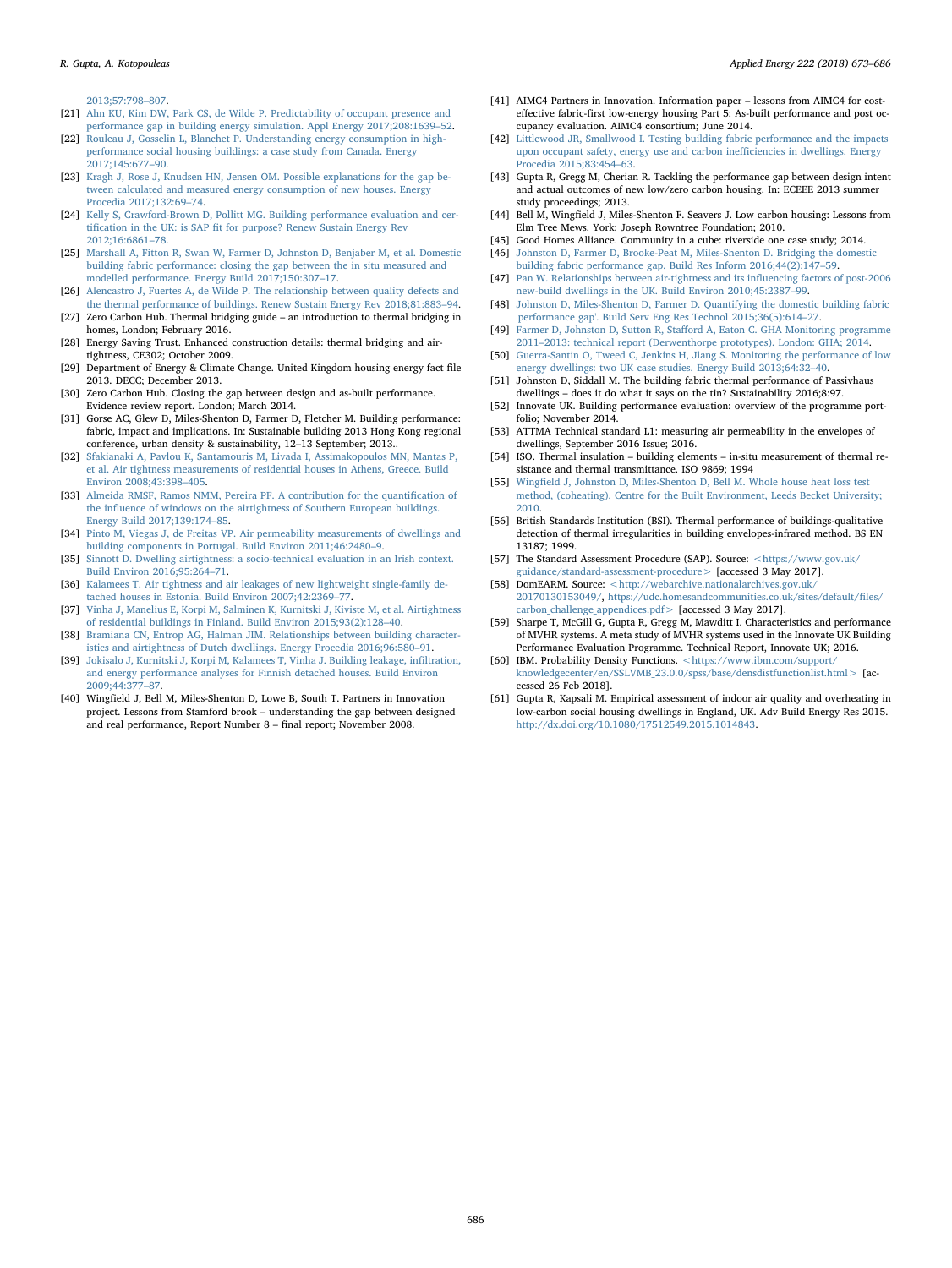2013;57:798–807.

[21] Ahn KU, Kim DW, Park CS, de Wilde P. Predictability of occupant presence and performance gap in building energy simulation. Appl Energy 2017;208:1639–52.

[22] Rouleau J, Gosselin L, Blanchet P. Understanding energy consumption in high-performance social housing buildings: a case study from Canada. Energy 2017;145:677–90.

[23] Kragh J, Rose J, Knudsen HN, Jensen OM. Possible explanations for the gap between calculated and measured energy consumption of new houses. Energy Procedia 2017;132:69–74.

[24] Kelly S, Crawford-Brown D, Pollitt MG. Building performance evaluation and certification in the UK: is SAP fit for purpose? Renew Sustain Energy Rev 2012;16:6861–78.

[25] Marshall A, Fitton R, Swan W, Farmer D, Johnston D, Benjaber M, et al. Domestic building fabric performance: closing the gap between the in situ measured and modelled performance. Energy Build 2017;150:307–17.

[26] Alencastro J, Fuertes A, de Wilde P. The relationship between quality defects and the thermal performance of buildings. Renew Sustain Energy Rev 2018;81:883–94.

[27] Zero Carbon Hub. Thermal bridging guide – an introduction to thermal bridging in homes, London; February 2016.

[28] Energy Saving Trust. Enhanced construction details: thermal bridging and airtightness, CE302; October 2009.

[29] Department of Energy & Climate Change. United Kingdom housing energy fact file 2013. DECC; December 2013.

[30] Zero Carbon Hub. Closing the gap between design and as-built performance. Evidence review report. London; March 2014.

[31] Gorse AC, Glew D, Miles-Shenton D, Farmer D, Fletcher M. Building performance: fabric, impact and implications. In: Sustainable building 2013 Hong Kong regional conference, urban density & sustainability, 12–13 September; 2013..

[32] Sfakianaki A, Pavlou K, Santamouris M, Livada I, Assimakopoulos MN, Mantas P, et al. Air tightness measurements of residential houses in Athens, Greece. Build Environ 2008;43:398–405.

[33] Almeida RMSF, Ramos NMM, Pereira PF. A contribution for the quantification of the influence of windows on the airtightness of Southern European buildings. Energy Build 2017;139:174–85.

[34] Pinto M, Viegas J, de Freitas VP. Air permeability measurements of dwellings and building components in Portugal. Build Environ 2011;46:2480–9.

[35] Sinnott D. Dwelling airtightness: a socio-technical evaluation in an Irish context. Build Environ 2016;95:264–71.

[36] Kalamees T. Air tightness and air leakages of new lightweight single-family detached houses in Estonia. Build Environ 2007;42:2369–77.

[37] Vinha J, Manelius E, Korpi M, Salminen K, Kurnitski J, Kiviste M, et al. Airtightness of residential buildings in Finland. Build Environ 2015;93(2):128–40.

[38] Bramiana CN, Entrop AG, Halman JIM. Relationships between building characteristics and airtightness of Dutch dwellings. Energy Procedia 2016;96:580–91.

[39] Jokisalo J, Kurnitski J, Korpi M, Kalamees T, Vinha J. Building leakage, infiltration, and energy performance analyses for Finnish detached houses. Build Environ 2009;44:377–87.

[40] Wingfield J, Bell M, Miles-Shenton D, Lowe B, South T. Partners in Innovation project. Lessons from Stamford brook – understanding the gap between designed and real performance, Report Number 8 – final report; November 2008.

[41] AIMC4 Partners in Innovation. Information paper – lessons from AIMC4 for cost-effective fabric-first low-energy housing Part 5: As-built performance and post occupancy evaluation. AIMC4 consortium; June 2014.

[42] Littlewood JR, Smallwood I. Testing building fabric performance and the impacts upon occupant safety, energy use and carbon inefficiencies in dwellings. Energy Procedia 2015;83:454–63.

[43] Gupta R, Gregg M, Cherian R. Tackling the performance gap between design intent and actual outcomes of new low/zero carbon housing. In: ECEEE 2013 summer study proceedings; 2013.

[44] Bell M, Wingfield J, Miles-Shenton F. Seavers J. Low carbon housing: Lessons from Elm Tree Mews. York: Joseph Rowntree Foundation; 2010.

[45] Good Homes Alliance. Community in a cube: riverside one case study; 2014.

[46] Johnston D, Farmer D, Brooke-Peat M, Miles-Shenton D. Bridging the domestic building fabric performance gap. Build Res Inform 2016;44(2):147–59.

[47] Pan W. Relationships between air-tightness and its influencing factors of post-2006 new-build dwellings in the UK. Build Environ 2010;45:2387–99.

[48] Johnston D, Miles-Shenton D, Farmer D. Quantifying the domestic building fabric 'performance gap'. Build Serv Eng Res Technol 2015;36(5):614–27.

[49] Farmer D, Johnston D, Sutton R, Stafford A, Eaton C. GHA Monitoring programme 2011–2013: technical report (Derwenthorpe prototypes). London: GHA; 2014.

[50] Guerra-Santin O, Tweed C, Jenkins H, Jiang S. Monitoring the performance of low energy dwellings: two UK case studies. Energy Build 2013;64:32–40.

[51] Johnston D, Siddall M. The building fabric thermal performance of Passivhaus dwellings – does it do what it says on the tin? Sustainability 2016;8:97.

[52] Innovate UK. Building performance evaluation: overview of the programme portfolio; November 2014.

[53] ATTMA Technical standard L1: measuring air permeability in the envelopes of dwellings, September 2016 Issue; 2016.

[54] ISO. Thermal insulation – building elements – in-situ measurement of thermal resistance and thermal transmittance. ISO 9869; 1994

[55] Wingfield J, Johnston D, Miles-Shenton D, Bell M. Whole house heat loss test method, (coheating). Centre for the Built Environment, Leeds Becket University; 2010.

[56] British Standards Institution (BSI). Thermal performance of buildings-qualitative detection of thermal irregularities in building envelopes-infrared method. BS EN 13187; 1999.

[57] The Standard Assessment Procedure (SAP). Source: <https://www.gov.uk/guidance/standard-assessment-procedure> [accessed 3 May 2017].

[58] DomEARM. Source: <http://webarchive.nationalarchives.gov.uk/20170130153049/, https://udc.homesandcommunities.co.uk/sites/default/files/carbon_challenge_appendices.pdf> [accessed 3 May 2017].

[59] Sharpe T, McGill G, Gupta R, Gregg M, Mawditt I. Characteristics and performance of MVHR systems. A meta study of MVHR systems used in the Innovate UK Building Performance Evaluation Programme. Technical Report, Innovate UK; 2016.

[60] IBM. Probability Density Functions. <https://www.ibm.com/support/knowledgecenter/en/SSLVMB_23.0.0/spss/base/densdistfunctionlist.html> [accessed 26 Feb 2018].

[61] Gupta R, Kapsali M. Empirical assessment of indoor air quality and overheating in low-carbon social housing dwellings in England, UK. Adv Build Energy Res 2015. http://dx.doi.org/10.1080/17512549.2015.1014843.